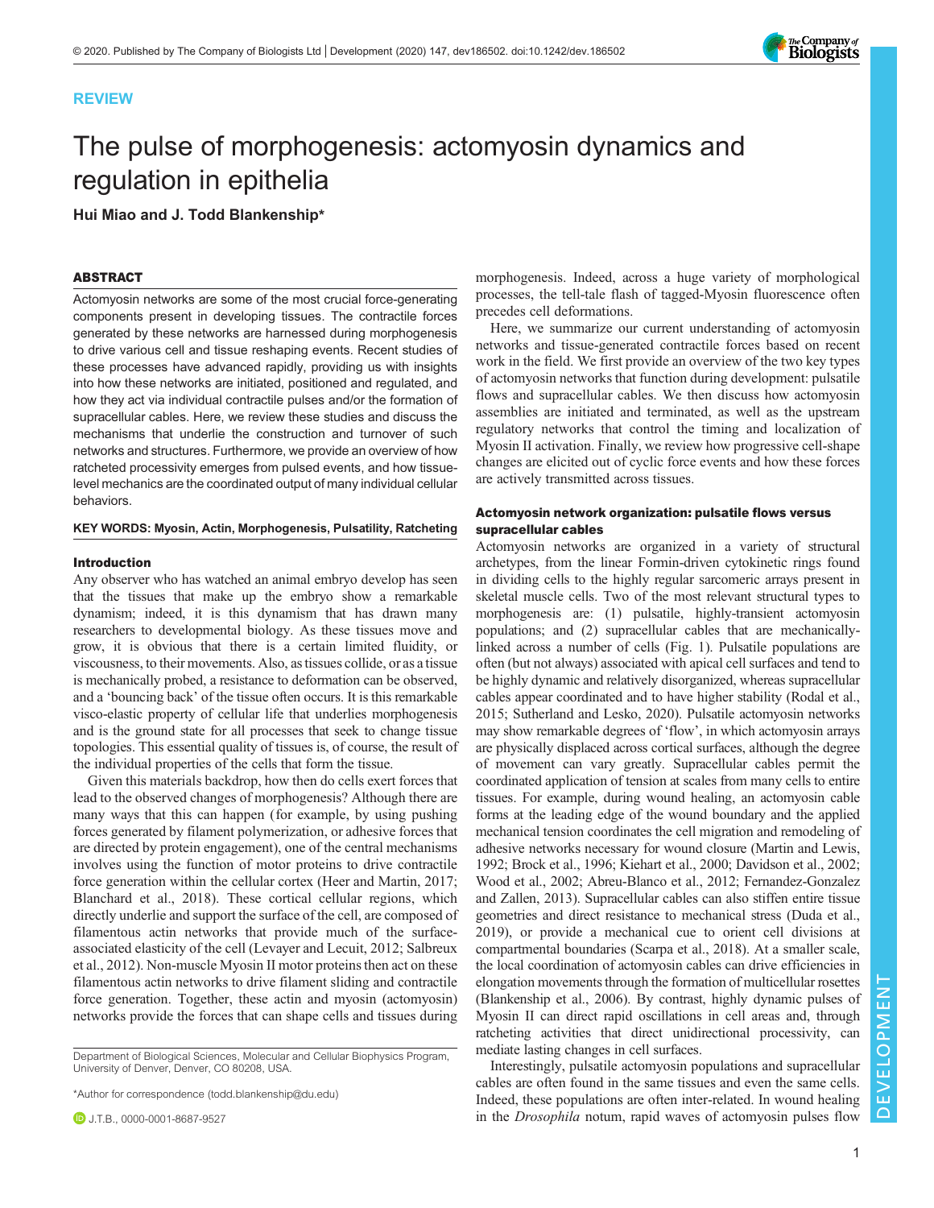REVIEW

# The pulse of morphogenesis: actomyosin dynamics and regulation in epithelia

**Hui Miao and J. Todd Blankenship***

## ABSTRACT

Actomyosin networks are some of the most crucial force-generating components present in developing tissues. The contractile forces generated by these networks are harnessed during morphogenesis to drive various cell and tissue reshaping events. Recent studies of these processes have advanced rapidly, providing us with insights into how these networks are initiated, positioned and regulated, and how they act via individual contractile pulses and/or the formation of supracellular cables. Here, we review these studies and discuss the mechanisms that underlie the construction and turnover of such networks and structures. Furthermore, we provide an overview of how ratcheted processivity emerges from pulsed events, and how tissue-level mechanics are the coordinated output of many individual cellular behaviors.

**KEY WORDS: Myosin, Actin, Morphogenesis, Pulsatility, Ratcheting**

## Introduction

Any observer who has watched an animal embryo develop has seen that the tissues that make up the embryo show a remarkable dynamism; indeed, it is this dynamism that has drawn many researchers to developmental biology. As these tissues move and grow, it is obvious that there is a certain limited fluidity, or viscousness, to their movements. Also, as tissues collide, or as a tissue is mechanically probed, a resistance to deformation can be observed, and a 'bouncing back' of the tissue often occurs. It is this remarkable visco-elastic property of cellular life that underlies morphogenesis and is the ground state for all processes that seek to change tissue topologies. This essential quality of tissues is, of course, the result of the individual properties of the cells that form the tissue.

Given this materials backdrop, how then do cells exert forces that lead to the observed changes of morphogenesis? Although there are many ways that this can happen (for example, by using pushing forces generated by filament polymerization, or adhesive forces that are directed by protein engagement), one of the central mechanisms involves using the function of motor proteins to drive contractile force generation within the cellular cortex (Heer and Martin, 2017; Blanchard et al., 2018). These cortical cellular regions, which directly underlie and support the surface of the cell, are composed of filamentous actin networks that provide much of the surface-associated elasticity of the cell (Levayer and Lecuit, 2012; Salbreux et al., 2012). Non-muscle Myosin II motor proteins then act on these filamentous actin networks to drive filament sliding and contractile force generation. Together, these actin and myosin (actomyosin) networks provide the forces that can shape cells and tissues during morphogenesis. Indeed, across a huge variety of morphological processes, the tell-tale flash of tagged-Myosin fluorescence often precedes cell deformations.

Here, we summarize our current understanding of actomyosin networks and tissue-generated contractile forces based on recent work in the field. We first provide an overview of the two key types of actomyosin networks that function during development: pulsatile flows and supracellular cables. We then discuss how actomyosin assemblies are initiated and terminated, as well as the upstream regulatory networks that control the timing and localization of Myosin II activation. Finally, we review how progressive cell-shape changes are elicited out of cyclic force events and how these forces are actively transmitted across tissues.

### Actomyosin network organization: pulsatile flows versus supracellular cables

Actomyosin networks are organized in a variety of structural archetypes, from the linear Formin-driven cytokinetic rings found in dividing cells to the highly regular sarcomeric arrays present in skeletal muscle cells. Two of the most relevant structural types to morphogenesis are: (1) pulsatile, highly-transient actomyosin populations; and (2) supracellular cables that are mechanically-linked across a number of cells (Fig. 1). Pulsatile populations are often (but not always) associated with apical cell surfaces and tend to be highly dynamic and relatively disorganized, whereas supracellular cables appear coordinated and to have higher stability (Rodal et al., 2015; Sutherland and Lesko, 2020). Pulsatile actomyosin networks may show remarkable degrees of 'flow', in which actomyosin arrays are physically displaced across cortical surfaces, although the degree of movement can vary greatly. Supracellular cables permit the coordinated application of tension at scales from many cells to entire tissues. For example, during wound healing, an actomyosin cable forms at the leading edge of the wound boundary and the applied mechanical tension coordinates the cell migration and remodeling of adhesive networks necessary for wound closure (Martin and Lewis, 1992; Brock et al., 1996; Kiehart et al., 2000; Davidson et al., 2002; Wood et al., 2002; Abreu-Blanco et al., 2012; Fernandez-Gonzalez and Zallen, 2013). Supracellular cables can also stiffen entire tissue geometries and direct resistance to mechanical stress (Duda et al., 2019), or provide a mechanical cue to orient cell divisions at compartmental boundaries (Scarpa et al., 2018). At a smaller scale, the local coordination of actomyosin cables can drive efficiencies in elongation movements through the formation of multicellular rosettes (Blankenship et al., 2006). By contrast, highly dynamic pulses of Myosin II can direct rapid oscillations in cell areas and, through ratcheting activities that direct unidirectional processivity, can mediate lasting changes in cell surfaces.

Interestingly, pulsatile actomyosin populations and supracellular cables are often found in the same tissues and even the same cells. Indeed, these populations are often inter-related. In wound healing in the *Drosophila* notum, rapid waves of actomyosin pulses flow

Department of Biological Sciences, Molecular and Cellular Biophysics Program, University of Denver, Denver, CO 80208, USA.

*Author for correspondence (todd.blankenship@du.edu)

J.T.B., 0000-0001-8687-9527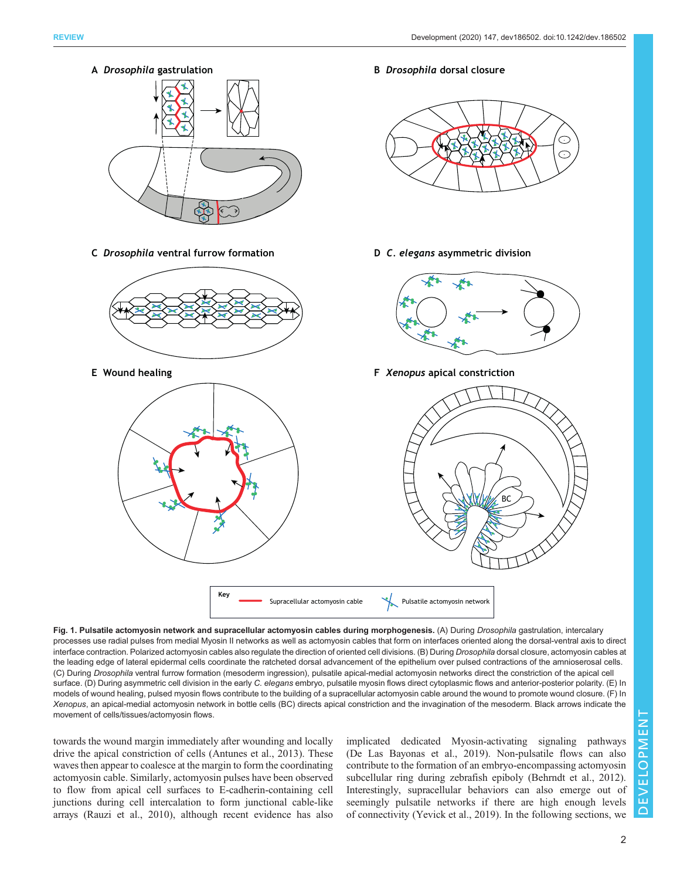**Fig. 1. Pulsatile actomyosin network and supracellular actomyosin cables during morphogenesis.** (A) During *Drosophila* gastrulation, intercalary processes use radial pulses from medial Myosin II networks as well as actomyosin cables that form on interfaces oriented along the dorsal-ventral axis to direct interface contraction. Polarized actomyosin cables also regulate the direction of oriented cell divisions. (B) During *Drosophila* dorsal closure, actomyosin cables at the leading edge of lateral epidermal cells coordinate the ratcheted dorsal advancement of the epithelium over pulsed contractions of the amnioserosal cells. (C) During *Drosophila* ventral furrow formation (mesoderm ingression), pulsatile apical-medial actomyosin networks direct the constriction of the apical cell surface. (D) During asymmetric cell division in the early *C. elegans* embryo, pulsatile myosin flows direct cytoplasmic flows and anterior-posterior polarity. (E) In models of wound healing, pulsed myosin flows contribute to the building of a supracellular actomyosin cable around the wound to promote wound closure. (F) In *Xenopus*, an apical-medial actomyosin network in bottle cells (BC) directs apical constriction and the invagination of the mesoderm. Black arrows indicate the movement of cells/tissues/actomyosin flows.

towards the wound margin immediately after wounding and locally drive the apical constriction of cells (Antunes et al., 2013). These waves then appear to coalesce at the margin to form the coordinating actomyosin cable. Similarly, actomyosin pulses have been observed to flow from apical cell surfaces to E-cadherin-containing cell junctions during cell intercalation to form junctional cable-like arrays (Rauzi et al., 2010), although recent evidence has also implicated dedicated Myosin-activating signaling pathways (De Las Bayonas et al., 2019). Non-pulsatile flows can also contribute to the formation of an embryo-encompassing actomyosin subcellular ring during zebrafish epiboly (Behrndt et al., 2012). Interestingly, supracellular behaviors can also emerge out of seemingly pulsatile networks if there are high enough levels of connectivity (Yevick et al., 2019). In the following sections, we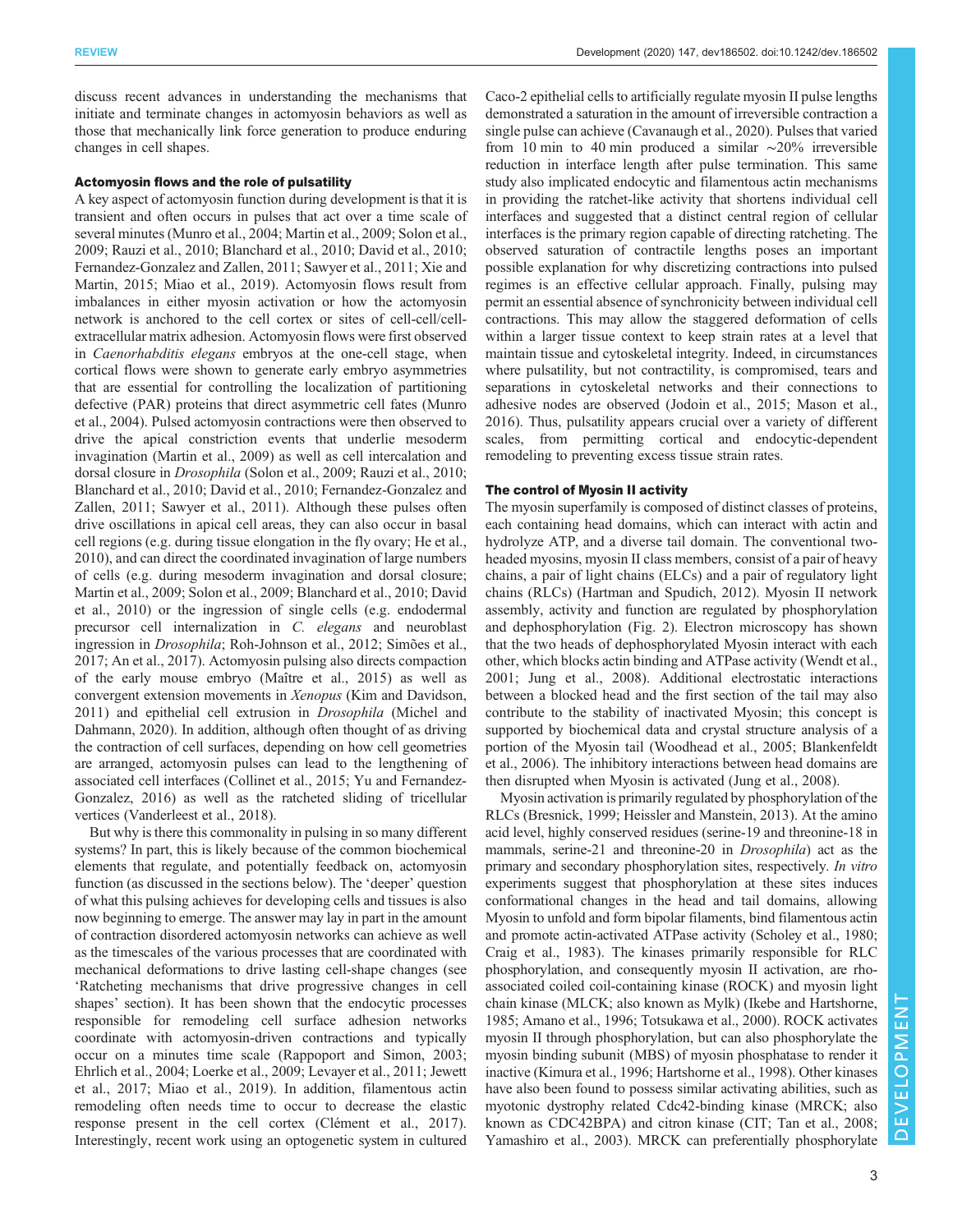discuss recent advances in understanding the mechanisms that initiate and terminate changes in actomyosin behaviors as well as those that mechanically link force generation to produce enduring changes in cell shapes.

### Actomyosin flows and the role of pulsatility

A key aspect of actomyosin function during development is that it is transient and often occurs in pulses that act over a time scale of several minutes (Munro et al., 2004; Martin et al., 2009; Solon et al., 2009; Rauzi et al., 2010; Blanchard et al., 2010; David et al., 2010; Fernandez-Gonzalez and Zallen, 2011; Sawyer et al., 2011; Xie and Martin, 2015; Miao et al., 2019). Actomyosin flows result from imbalances in either myosin activation or how the actomyosin network is anchored to the cell cortex or sites of cell-cell/cell-extracellular matrix adhesion. Actomyosin flows were first observed in *Caenorhabditis elegans* embryos at the one-cell stage, when cortical flows were shown to generate early embryo asymmetries that are essential for controlling the localization of partitioning defective (PAR) proteins that direct asymmetric cell fates (Munro et al., 2004). Pulsed actomyosin contractions were then observed to drive the apical constriction events that underlie mesoderm invagination (Martin et al., 2009) as well as cell intercalation and dorsal closure in *Drosophila* (Solon et al., 2009; Rauzi et al., 2010; Blanchard et al., 2010; David et al., 2010; Fernandez-Gonzalez and Zallen, 2011; Sawyer et al., 2011). Although these pulses often drive oscillations in apical cell areas, they can also occur in basal cell regions (e.g. during tissue elongation in the fly ovary; He et al., 2010), and can direct the coordinated invagination of large numbers of cells (e.g. during mesoderm invagination and dorsal closure; Martin et al., 2009; Solon et al., 2009; Blanchard et al., 2010; David et al., 2010) or the ingression of single cells (e.g. endodermal precursor cell internalization in *C. elegans* and neuroblast ingression in *Drosophila*; Roh-Johnson et al., 2012; Simões et al., 2017; An et al., 2017). Actomyosin pulsing also directs compaction of the early mouse embryo (Maître et al., 2015) as well as convergent extension movements in *Xenopus* (Kim and Davidson, 2011) and epithelial cell extrusion in *Drosophila* (Michel and Dahmann, 2020). In addition, although often thought of as driving the contraction of cell surfaces, depending on how cell geometries are arranged, actomyosin pulses can lead to the lengthening of associated cell interfaces (Collinet et al., 2015; Yu and Fernandez-Gonzalez, 2016) as well as the ratcheted sliding of tricellular vertices (Vanderleest et al., 2018).

But why is there this commonality in pulsing in so many different systems? In part, this is likely because of the common biochemical elements that regulate, and potentially feedback on, actomyosin function (as discussed in the sections below). The 'deeper' question of what this pulsing achieves for developing cells and tissues is also now beginning to emerge. The answer may lay in part in the amount of contraction disordered actomyosin networks can achieve as well as the timescales of the various processes that are coordinated with mechanical deformations to drive lasting cell-shape changes (see 'Ratcheting mechanisms that drive progressive changes in cell shapes' section). It has been shown that the endocytic processes responsible for remodeling cell surface adhesion networks coordinate with actomyosin-driven contractions and typically occur on a minutes time scale (Rappoport and Simon, 2003; Ehrlich et al., 2004; Loerke et al., 2009; Levayer et al., 2011; Jewett et al., 2017; Miao et al., 2019). In addition, filamentous actin remodeling often needs time to occur to decrease the elastic response present in the cell cortex (Clément et al., 2017). Interestingly, recent work using an optogenetic system in cultured Caco-2 epithelial cells to artificially regulate myosin II pulse lengths demonstrated a saturation in the amount of irreversible contraction a single pulse can achieve (Cavanaugh et al., 2020). Pulses that varied from 10 min to 40 min produced a similar ∼20% irreversible reduction in interface length after pulse termination. This same study also implicated endocytic and filamentous actin mechanisms in providing the ratchet-like activity that shortens individual cell interfaces and suggested that a distinct central region of cellular interfaces is the primary region capable of directing ratcheting. The observed saturation of contractile lengths poses an important possible explanation for why discretizing contractions into pulsed regimes is an effective cellular approach. Finally, pulsing may permit an essential absence of synchronicity between individual cell contractions. This may allow the staggered deformation of cells within a larger tissue context to keep strain rates at a level that maintain tissue and cytoskeletal integrity. Indeed, in circumstances where pulsatility, but not contractility, is compromised, tears and separations in cytoskeletal networks and their connections to adhesive nodes are observed (Jodoin et al., 2015; Mason et al., 2016). Thus, pulsatility appears crucial over a variety of different scales, from permitting cortical and endocytic-dependent remodeling to preventing excess tissue strain rates.

### The control of Myosin II activity

The myosin superfamily is composed of distinct classes of proteins, each containing head domains, which can interact with actin and hydrolyze ATP, and a diverse tail domain. The conventional two-headed myosins, myosin II class members, consist of a pair of heavy chains, a pair of light chains (ELCs) and a pair of regulatory light chains (RLCs) (Hartman and Spudich, 2012). Myosin II network assembly, activity and function are regulated by phosphorylation and dephosphorylation (Fig. 2). Electron microscopy has shown that the two heads of dephosphorylated Myosin interact with each other, which blocks actin binding and ATPase activity (Wendt et al., 2001; Jung et al., 2008). Additional electrostatic interactions between a blocked head and the first section of the tail may also contribute to the stability of inactivated Myosin; this concept is supported by biochemical data and crystal structure analysis of a portion of the Myosin tail (Woodhead et al., 2005; Blankenfeldt et al., 2006). The inhibitory interactions between head domains are then disrupted when Myosin is activated (Jung et al., 2008).

Myosin activation is primarily regulated by phosphorylation of the RLCs (Bresnick, 1999; Heissler and Manstein, 2013). At the amino acid level, highly conserved residues (serine-19 and threonine-18 in mammals, serine-21 and threonine-20 in *Drosophila*) act as the primary and secondary phosphorylation sites, respectively. *In vitro* experiments suggest that phosphorylation at these sites induces conformational changes in the head and tail domains, allowing Myosin to unfold and form bipolar filaments, bind filamentous actin and promote actin-activated ATPase activity (Scholey et al., 1980; Craig et al., 1983). The kinases primarily responsible for RLC phosphorylation, and consequently myosin II activation, are rho-associated coiled coil-containing kinase (ROCK) and myosin light chain kinase (MLCK; also known as Mylk) (Ikebe and Hartshorne, 1985; Amano et al., 1996; Totsukawa et al., 2000). ROCK activates myosin II through phosphorylation, but can also phosphorylate the myosin binding subunit (MBS) of myosin phosphatase to render it inactive (Kimura et al., 1996; Hartshorne et al., 1998). Other kinases have also been found to possess similar activating abilities, such as myotonic dystrophy related Cdc42-binding kinase (MRCK; also known as CDC42BPA) and citron kinase (CIT; Tan et al., 2008; Yamashiro et al., 2003). MRCK can preferentially phosphorylate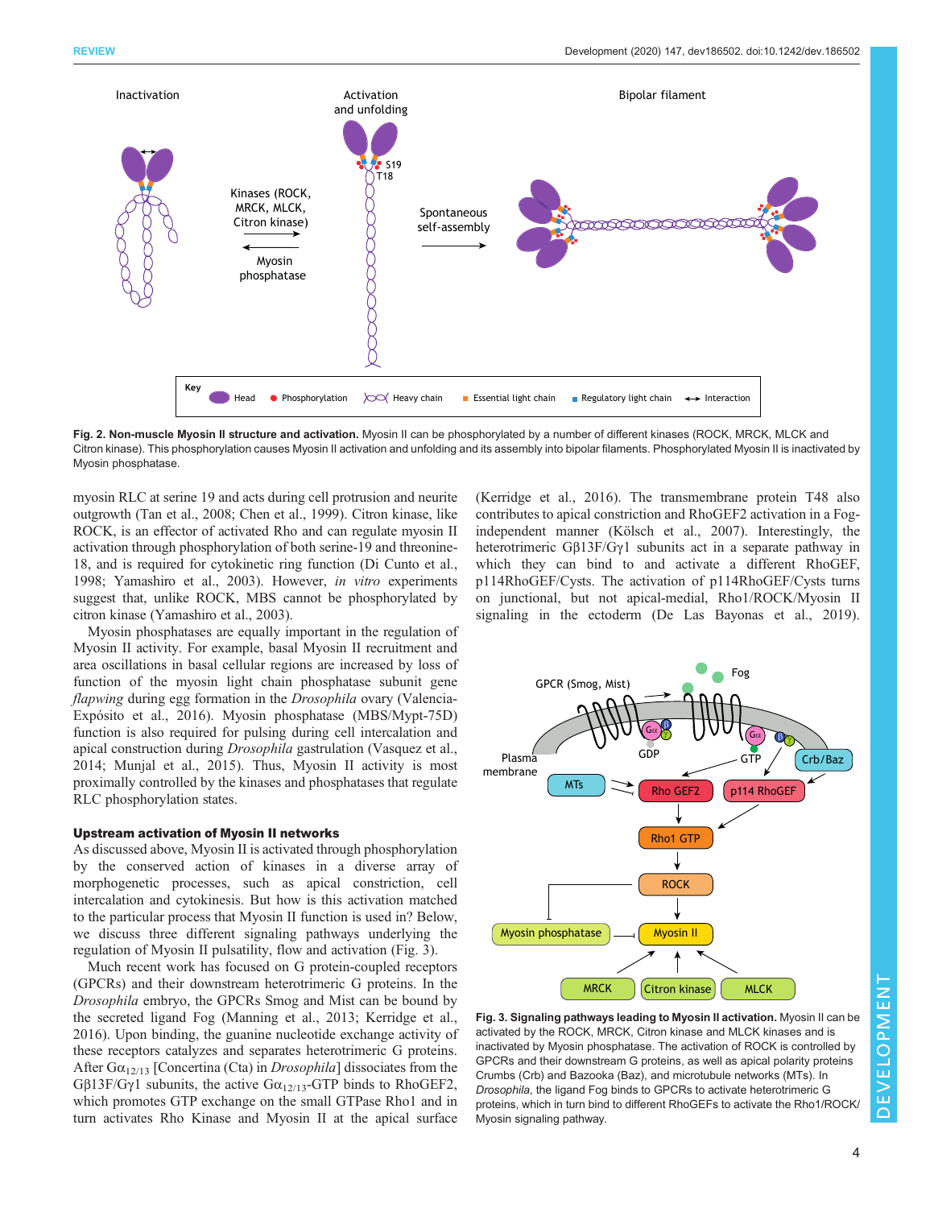Fig. 2. Non-muscle Myosin II structure and activation. Myosin II can be phosphorylated by a number of different kinases (ROCK, MRCK, MLCK and Citron kinase). This phosphorylation causes Myosin II activation and unfolding and its assembly into bipolar filaments. Phosphorylated Myosin II is inactivated by Myosin phosphatase.

myosin RLC at serine 19 and acts during cell protrusion and neurite outgrowth (Tan et al., 2008; Chen et al., 1999). Citron kinase, like ROCK, is an effector of activated Rho and can regulate myosin II activation through phosphorylation of both serine-19 and threonine-18, and is required for cytokinetic ring function (Di Cunto et al., 1998; Yamashiro et al., 2003). However, *in vitro* experiments suggest that, unlike ROCK, MBS cannot be phosphorylated by citron kinase (Yamashiro et al., 2003).

Myosin phosphatases are equally important in the regulation of Myosin II activity. For example, basal Myosin II recruitment and area oscillations in basal cellular regions are increased by loss of function of the myosin light chain phosphatase subunit gene *flapwing* during egg formation in the *Drosophila* ovary (Valencia-Expósito et al., 2016). Myosin phosphatase (MBS/Mypt-75D) function is also required for pulsing during cell intercalation and apical construction during *Drosophila* gastrulation (Vasquez et al., 2014; Munjal et al., 2015). Thus, Myosin II activity is most proximally controlled by the kinases and phosphatases that regulate RLC phosphorylation states.

### Upstream activation of Myosin II networks

As discussed above, Myosin II is activated through phosphorylation by the conserved action of kinases in a diverse array of morphogenetic processes, such as apical constriction, cell intercalation and cytokinesis. But how is this activation matched to the particular process that Myosin II function is used in? Below, we discuss three different signaling pathways underlying the regulation of Myosin II pulsatility, flow and activation (Fig. 3).

Much recent work has focused on G protein-coupled receptors (GPCRs) and their downstream heterotrimeric G proteins. In the *Drosophila* embryo, the GPCRs Smog and Mist can be bound by the secreted ligand Fog (Manning et al., 2013; Kerridge et al., 2016). Upon binding, the guanine nucleotide exchange activity of these receptors catalyzes and separates heterotrimeric G proteins. After $G\alpha_{12/13}$ [Concertina (Cta) in *Drosophila*] dissociates from the $G\beta13F/G\gamma1$ subunits, the active $G\alpha_{12/13}$-GTP binds to RhoGEF2, which promotes GTP exchange on the small GTPase Rho1 and in turn activates Rho Kinase and Myosin II at the apical surface (Kerridge et al., 2016). The transmembrane protein T48 also contributes to apical constriction and RhoGEF2 activation in a Fog-independent manner (Kölsch et al., 2007). Interestingly, the heterotrimeric $G\beta13F/G\gamma1$ subunits act in a separate pathway in which they can bind to and activate a different RhoGEF, p114RhoGEF/Cysts. The activation of p114RhoGEF/Cysts turns on junctional, but not apical-medial, Rho1/ROCK/Myosin II signaling in the ectoderm (De Las Bayonas et al., 2019).

Fig. 3. Signaling pathways leading to Myosin II activation. Myosin II can be activated by the ROCK, MRCK, Citron kinase and MLCK kinases and is inactivated by Myosin phosphatase. The activation of ROCK is controlled by GPCRs and their downstream G proteins, as well as apical polarity proteins Crumbs (Crb) and Bazooka (Baz), and microtubule networks (MTs). In *Drosophila*, the ligand Fog binds to GPCRs to activate heterotrimeric G proteins, which in turn bind to different RhoGEFs to activate the Rho1/ROCK/Myosin signaling pathway.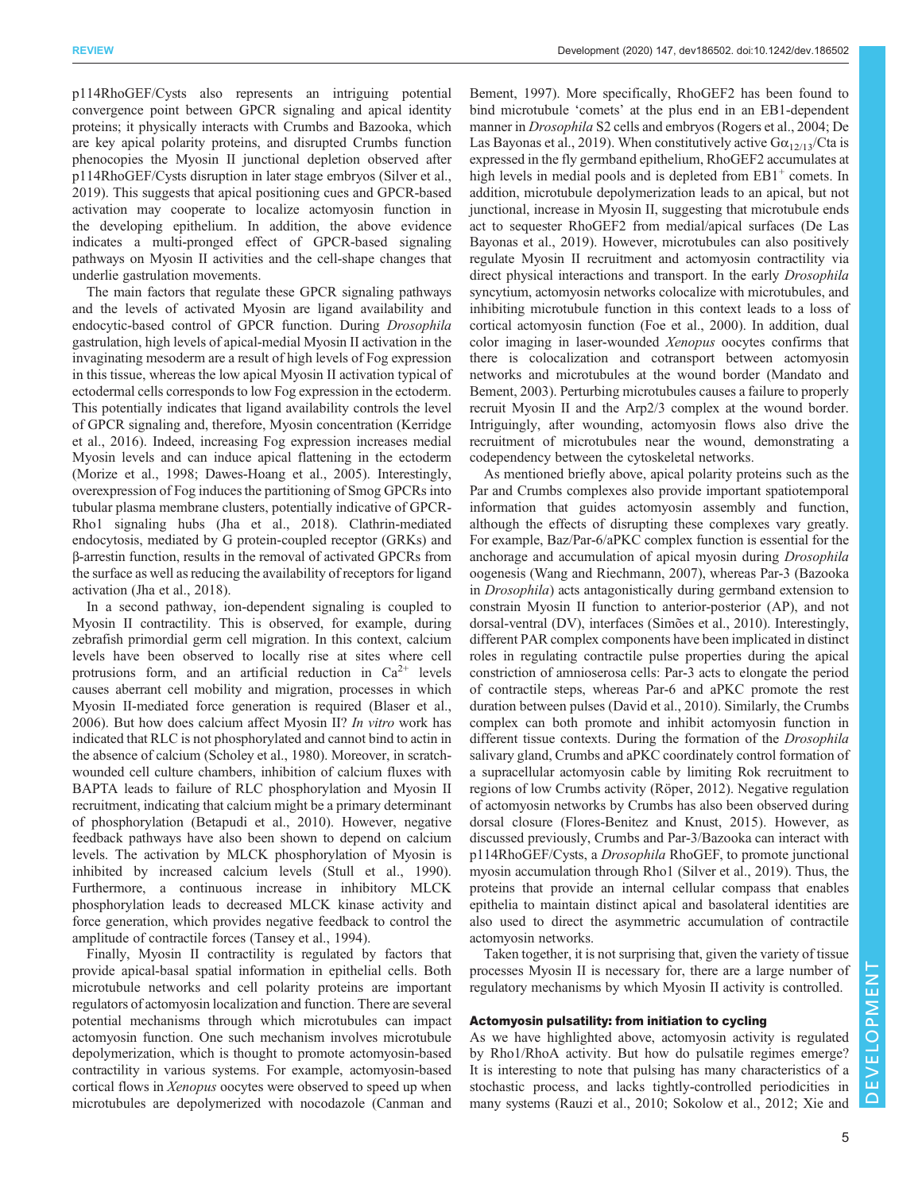p114RhoGEF/Cysts also represents an intriguing potential convergence point between GPCR signaling and apical identity proteins; it physically interacts with Crumbs and Bazooka, which are key apical polarity proteins, and disrupted Crumbs function phenocopies the Myosin II junctional depletion observed after p114RhoGEF/Cysts disruption in later stage embryos (Silver et al., 2019). This suggests that apical positioning cues and GPCR-based activation may cooperate to localize actomyosin function in the developing epithelium. In addition, the above evidence indicates a multi-pronged effect of GPCR-based signaling pathways on Myosin II activities and the cell-shape changes that underlie gastrulation movements.

The main factors that regulate these GPCR signaling pathways and the levels of activated Myosin are ligand availability and endocytic-based control of GPCR function. During *Drosophila* gastrulation, high levels of apical-medial Myosin II activation in the invaginating mesoderm are a result of high levels of Fog expression in this tissue, whereas the low apical Myosin II activation typical of ectodermal cells corresponds to low Fog expression in the ectoderm. This potentially indicates that ligand availability controls the level of GPCR signaling and, therefore, Myosin concentration (Kerridge et al., 2016). Indeed, increasing Fog expression increases medial Myosin levels and can induce apical flattening in the ectoderm (Morize et al., 1998; Dawes-Hoang et al., 2005). Interestingly, overexpression of Fog induces the partitioning of Smog GPCRs into tubular plasma membrane clusters, potentially indicative of GPCR-Rho1 signaling hubs (Jha et al., 2018). Clathrin-mediated endocytosis, mediated by G protein-coupled receptor (GRKs) and β-arrestin function, results in the removal of activated GPCRs from the surface as well as reducing the availability of receptors for ligand activation (Jha et al., 2018).

In a second pathway, ion-dependent signaling is coupled to Myosin II contractility. This is observed, for example, during zebrafish primordial germ cell migration. In this context, calcium levels have been observed to locally rise at sites where cell protrusions form, and an artificial reduction in $Ca^{2+}$ levels causes aberrant cell mobility and migration, processes in which Myosin II-mediated force generation is required (Blaser et al., 2006). But how does calcium affect Myosin II? *In vitro* work has indicated that RLC is not phosphorylated and cannot bind to actin in the absence of calcium (Scholey et al., 1980). Moreover, in scratch-wounded cell culture chambers, inhibition of calcium fluxes with BAPTA leads to failure of RLC phosphorylation and Myosin II recruitment, indicating that calcium might be a primary determinant of phosphorylation (Betapudi et al., 2010). However, negative feedback pathways have also been shown to depend on calcium levels. The activation by MLCK phosphorylation of Myosin is inhibited by increased calcium levels (Stull et al., 1990). Furthermore, a continuous increase in inhibitory MLCK phosphorylation leads to decreased MLCK kinase activity and force generation, which provides negative feedback to control the amplitude of contractile forces (Tansey et al., 1994).

Finally, Myosin II contractility is regulated by factors that provide apical-basal spatial information in epithelial cells. Both microtubule networks and cell polarity proteins are important regulators of actomyosin localization and function. There are several potential mechanisms through which microtubules can impact actomyosin function. One such mechanism involves microtubule depolymerization, which is thought to promote actomyosin-based contractility in various systems. For example, actomyosin-based cortical flows in *Xenopus* oocytes were observed to speed up when microtubules are depolymerized with nocodazole (Canman and Bement, 1997). More specifically, RhoGEF2 has been found to bind microtubule 'comets' at the plus end in an EB1-dependent manner in *Drosophila* S2 cells and embryos (Rogers et al., 2004; De Las Bayonas et al., 2019). When constitutively active $G\alpha_{12/13}$/Cta is expressed in the fly germband epithelium, RhoGEF2 accumulates at high levels in medial pools and is depleted from $EB1^{+}$ comets. In addition, microtubule depolymerization leads to an apical, but not junctional, increase in Myosin II, suggesting that microtubule ends act to sequester RhoGEF2 from medial/apical surfaces (De Las Bayonas et al., 2019). However, microtubules can also positively regulate Myosin II recruitment and actomyosin contractility via direct physical interactions and transport. In the early *Drosophila* syncytium, actomyosin networks colocalize with microtubules, and inhibiting microtubule function in this context leads to a loss of cortical actomyosin function (Foe et al., 2000). In addition, dual color imaging in laser-wounded *Xenopus* oocytes confirms that there is colocalization and cotransport between actomyosin networks and microtubules at the wound border (Mandato and Bement, 2003). Perturbing microtubules causes a failure to properly recruit Myosin II and the Arp2/3 complex at the wound border. Intriguingly, after wounding, actomyosin flows also drive the recruitment of microtubules near the wound, demonstrating a codependency between the cytoskeletal networks.

As mentioned briefly above, apical polarity proteins such as the Par and Crumbs complexes also provide important spatiotemporal information that guides actomyosin assembly and function, although the effects of disrupting these complexes vary greatly. For example, Baz/Par-6/aPKC complex function is essential for the anchorage and accumulation of apical myosin during *Drosophila* oogenesis (Wang and Riechmann, 2007), whereas Par-3 (Bazooka in *Drosophila*) acts antagonistically during germband extension to constrain Myosin II function to anterior-posterior (AP), and not dorsal-ventral (DV), interfaces (Simões et al., 2010). Interestingly, different PAR complex components have been implicated in distinct roles in regulating contractile pulse properties during the apical constriction of amnioserosa cells: Par-3 acts to elongate the period of contractile steps, whereas Par-6 and aPKC promote the rest duration between pulses (David et al., 2010). Similarly, the Crumbs complex can both promote and inhibit actomyosin function in different tissue contexts. During the formation of the *Drosophila* salivary gland, Crumbs and aPKC coordinately control formation of a supracellular actomyosin cable by limiting Rok recruitment to regions of low Crumbs activity (Röper, 2012). Negative regulation of actomyosin networks by Crumbs has also been observed during dorsal closure (Flores-Benitez and Knust, 2015). However, as discussed previously, Crumbs and Par-3/Bazooka can interact with p114RhoGEF/Cysts, a *Drosophila* RhoGEF, to promote junctional myosin accumulation through Rho1 (Silver et al., 2019). Thus, the proteins that provide an internal cellular compass that enables epithelia to maintain distinct apical and basolateral identities are also used to direct the asymmetric accumulation of contractile actomyosin networks.

Taken together, it is not surprising that, given the variety of tissue processes Myosin II is necessary for, there are a large number of regulatory mechanisms by which Myosin II activity is controlled.

## Actomyosin pulsatility: from initiation to cycling

As we have highlighted above, actomyosin activity is regulated by Rho1/RhoA activity. But how do pulsatile regimes emerge? It is interesting to note that pulsing has many characteristics of a stochastic process, and lacks tightly-controlled periodicities in many systems (Rauzi et al., 2010; Sokolow et al., 2012; Xie and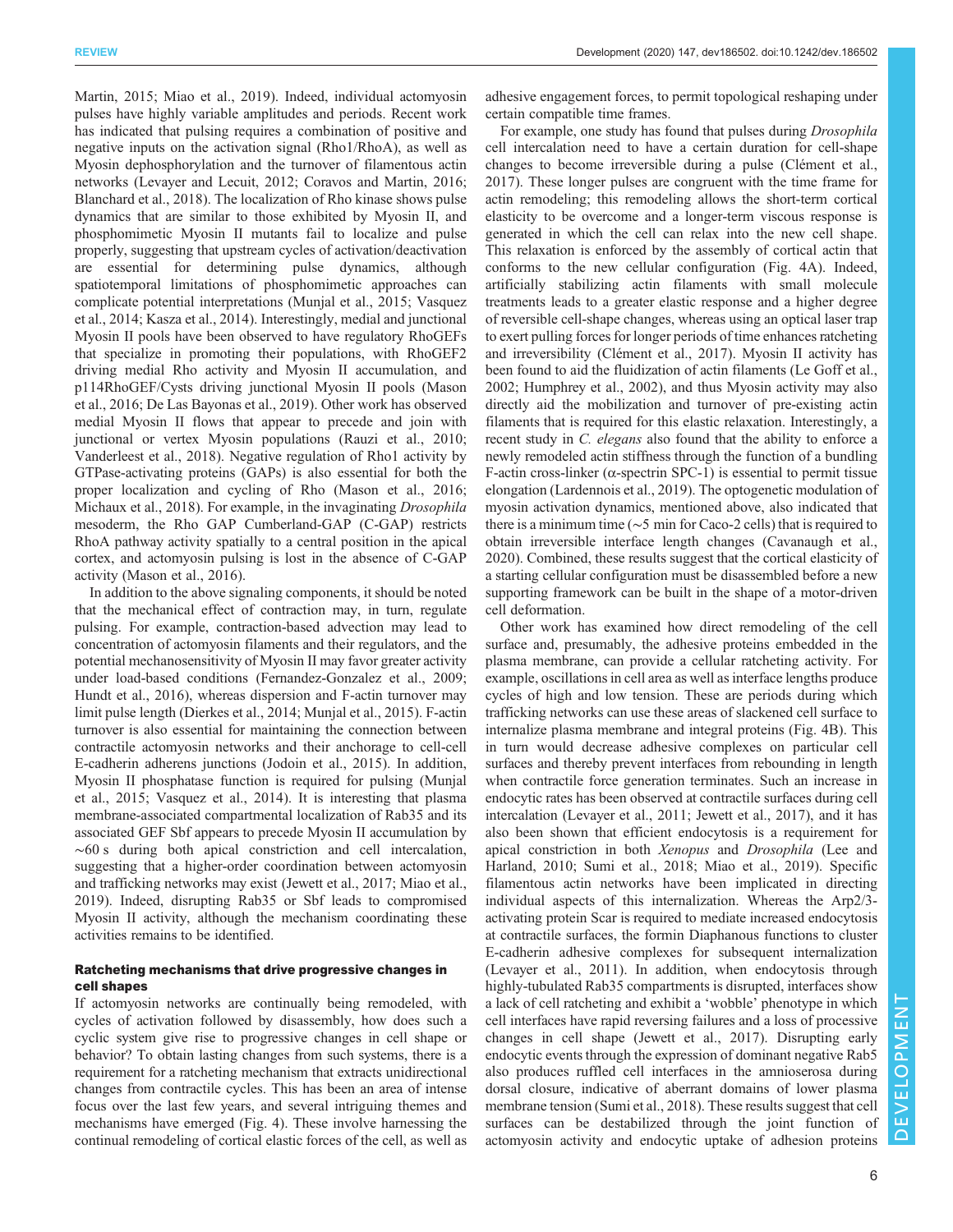Martin, 2015; Miao et al., 2019). Indeed, individual actomyosin pulses have highly variable amplitudes and periods. Recent work has indicated that pulsing requires a combination of positive and negative inputs on the activation signal (Rho1/RhoA), as well as Myosin dephosphorylation and the turnover of filamentous actin networks (Levayer and Lecuit, 2012; Coravos and Martin, 2016; Blanchard et al., 2018). The localization of Rho kinase shows pulse dynamics that are similar to those exhibited by Myosin II, and phosphomimetic Myosin II mutants fail to localize and pulse properly, suggesting that upstream cycles of activation/deactivation are essential for determining pulse dynamics, although spatiotemporal limitations of phosphomimetic approaches can complicate potential interpretations (Munjal et al., 2015; Vasquez et al., 2014; Kasza et al., 2014). Interestingly, medial and junctional Myosin II pools have been observed to have regulatory RhoGEFs that specialize in promoting their populations, with RhoGEF2 driving medial Rho activity and Myosin II accumulation, and p114RhoGEF/Cysts driving junctional Myosin II pools (Mason et al., 2016; De Las Bayonas et al., 2019). Other work has observed medial Myosin II flows that appear to precede and join with junctional or vertex Myosin populations (Rauzi et al., 2010; Vanderleest et al., 2018). Negative regulation of Rho1 activity by GTPase-activating proteins (GAPs) is also essential for both the proper localization and cycling of Rho (Mason et al., 2016; Michaux et al., 2018). For example, in the invaginating *Drosophila* mesoderm, the Rho GAP Cumberland-GAP (C-GAP) restricts RhoA pathway activity spatially to a central position in the apical cortex, and actomyosin pulsing is lost in the absence of C-GAP activity (Mason et al., 2016).

In addition to the above signaling components, it should be noted that the mechanical effect of contraction may, in turn, regulate pulsing. For example, contraction-based advection may lead to concentration of actomyosin filaments and their regulators, and the potential mechanosensitivity of Myosin II may favor greater activity under load-based conditions (Fernandez-Gonzalez et al., 2009; Hundt et al., 2016), whereas dispersion and F-actin turnover may limit pulse length (Dierkes et al., 2014; Munjal et al., 2015). F-actin turnover is also essential for maintaining the connection between contractile actomyosin networks and their anchorage to cell-cell E-cadherin adherens junctions (Jodoin et al., 2015). In addition, Myosin II phosphatase function is required for pulsing (Munjal et al., 2015; Vasquez et al., 2014). It is interesting that plasma membrane-associated compartmental localization of Rab35 and its associated GEF Sbf appears to precede Myosin II accumulation by ∼60 s during both apical constriction and cell intercalation, suggesting that a higher-order coordination between actomyosin and trafficking networks may exist (Jewett et al., 2017; Miao et al., 2019). Indeed, disrupting Rab35 or Sbf leads to compromised Myosin II activity, although the mechanism coordinating these activities remains to be identified.

### Ratcheting mechanisms that drive progressive changes in cell shapes

If actomyosin networks are continually being remodeled, with cycles of activation followed by disassembly, how does such a cyclic system give rise to progressive changes in cell shape or behavior? To obtain lasting changes from such systems, there is a requirement for a ratcheting mechanism that extracts unidirectional changes from contractile cycles. This has been an area of intense focus over the last few years, and several intriguing themes and mechanisms have emerged (Fig. 4). These involve harnessing the continual remodeling of cortical elastic forces of the cell, as well as adhesive engagement forces, to permit topological reshaping under certain compatible time frames.

For example, one study has found that pulses during *Drosophila* cell intercalation need to have a certain duration for cell-shape changes to become irreversible during a pulse (Clément et al., 2017). These longer pulses are congruent with the time frame for actin remodeling; this remodeling allows the short-term cortical elasticity to be overcome and a longer-term viscous response is generated in which the cell can relax into the new cell shape. This relaxation is enforced by the assembly of cortical actin that conforms to the new cellular configuration (Fig. 4A). Indeed, artificially stabilizing actin filaments with small molecule treatments leads to a greater elastic response and a higher degree of reversible cell-shape changes, whereas using an optical laser trap to exert pulling forces for longer periods of time enhances ratcheting and irreversibility (Clément et al., 2017). Myosin II activity has been found to aid the fluidization of actin filaments (Le Goff et al., 2002; Humphrey et al., 2002), and thus Myosin activity may also directly aid the mobilization and turnover of pre-existing actin filaments that is required for this elastic relaxation. Interestingly, a recent study in *C. elegans* also found that the ability to enforce a newly remodeled actin stiffness through the function of a bundling F-actin cross-linker (α-spectrin SPC-1) is essential to permit tissue elongation (Lardennois et al., 2019). The optogenetic modulation of myosin activation dynamics, mentioned above, also indicated that there is a minimum time (∼5 min for Caco-2 cells) that is required to obtain irreversible interface length changes (Cavanaugh et al., 2020). Combined, these results suggest that the cortical elasticity of a starting cellular configuration must be disassembled before a new supporting framework can be built in the shape of a motor-driven cell deformation.

Other work has examined how direct remodeling of the cell surface and, presumably, the adhesive proteins embedded in the plasma membrane, can provide a cellular ratcheting activity. For example, oscillations in cell area as well as interface lengths produce cycles of high and low tension. These are periods during which trafficking networks can use these areas of slackened cell surface to internalize plasma membrane and integral proteins (Fig. 4B). This in turn would decrease adhesive complexes on particular cell surfaces and thereby prevent interfaces from rebounding in length when contractile force generation terminates. Such an increase in endocytic rates has been observed at contractile surfaces during cell intercalation (Levayer et al., 2011; Jewett et al., 2017), and it has also been shown that efficient endocytosis is a requirement for apical constriction in both *Xenopus* and *Drosophila* (Lee and Harland, 2010; Sumi et al., 2018; Miao et al., 2019). Specific filamentous actin networks have been implicated in directing individual aspects of this internalization. Whereas the Arp2/3-activating protein Scar is required to mediate increased endocytosis at contractile surfaces, the formin Diaphanous functions to cluster E-cadherin adhesive complexes for subsequent internalization (Levayer et al., 2011). In addition, when endocytosis through highly-tubulated Rab35 compartments is disrupted, interfaces show a lack of cell ratcheting and exhibit a 'wobble' phenotype in which cell interfaces have rapid reversing failures and a loss of processive changes in cell shape (Jewett et al., 2017). Disrupting early endocytic events through the expression of dominant negative Rab5 also produces ruffled cell interfaces in the amnioserosa during dorsal closure, indicative of aberrant domains of lower plasma membrane tension (Sumi et al., 2018). These results suggest that cell surfaces can be destabilized through the joint function of actomyosin activity and endocytic uptake of adhesion proteins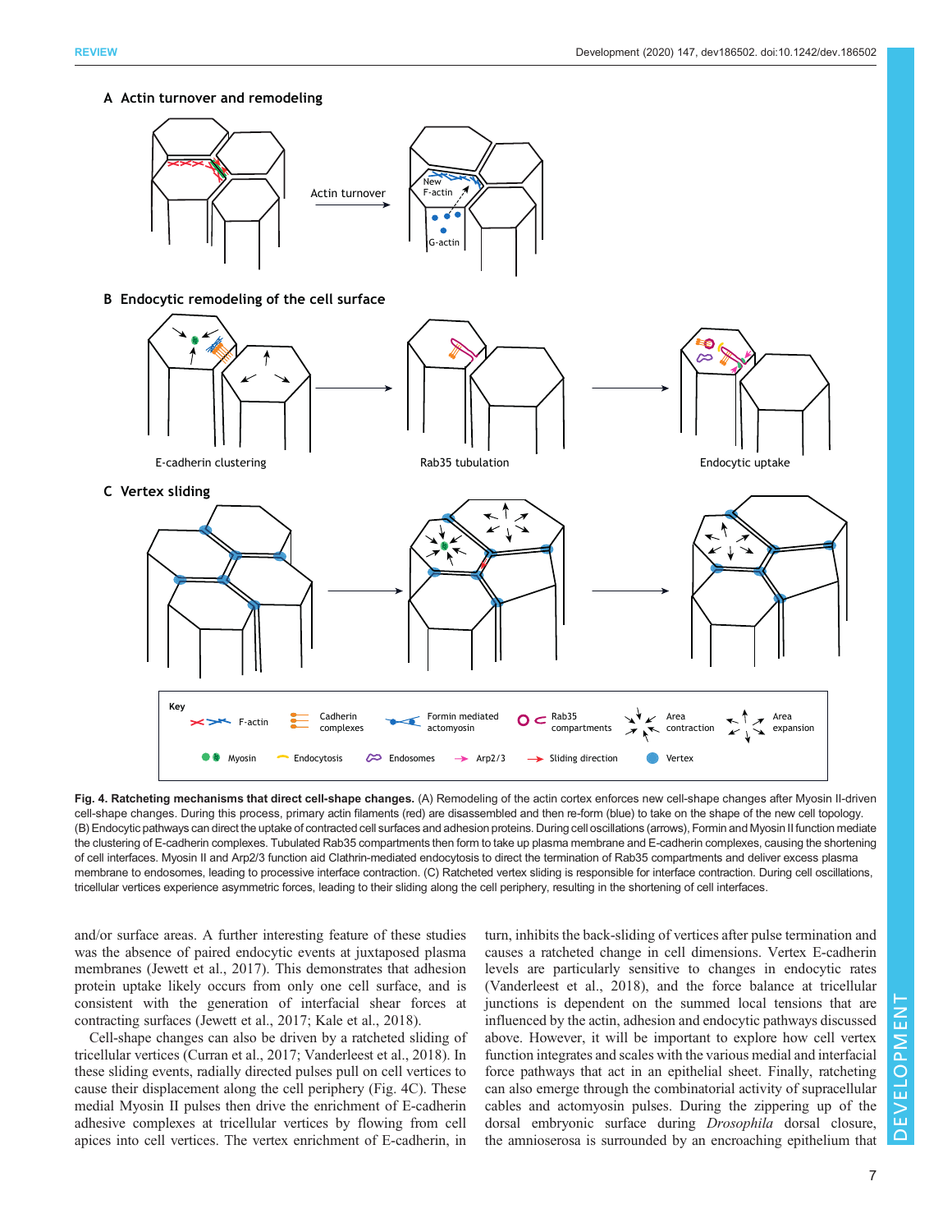**Fig. 4. Ratcheting mechanisms that direct cell-shape changes.** (A) Remodeling of the actin cortex enforces new cell-shape changes after Myosin II-driven cell-shape changes. During this process, primary actin filaments (red) are disassembled and then re-form (blue) to take on the shape of the new cell topology. (B) Endocytic pathways can direct the uptake of contracted cell surfaces and adhesion proteins. During cell oscillations (arrows), Formin and Myosin II function mediate the clustering of E-cadherin complexes. Tubulated Rab35 compartments then form to take up plasma membrane and E-cadherin complexes, causing the shortening of cell interfaces. Myosin II and Arp2/3 function aid Clathrin-mediated endocytosis to direct the termination of Rab35 compartments and deliver excess plasma membrane to endosomes, leading to processive interface contraction. (C) Ratcheted vertex sliding is responsible for interface contraction. During cell oscillations, tricellular vertices experience asymmetric forces, leading to their sliding along the cell periphery, resulting in the shortening of cell interfaces.

and/or surface areas. A further interesting feature of these studies was the absence of paired endocytic events at juxtaposed plasma membranes (Jewett et al., 2017). This demonstrates that adhesion protein uptake likely occurs from only one cell surface, and is consistent with the generation of interfacial shear forces at contracting surfaces (Jewett et al., 2017; Kale et al., 2018).

Cell-shape changes can also be driven by a ratcheted sliding of tricellular vertices (Curran et al., 2017; Vanderleest et al., 2018). In these sliding events, radially directed pulses pull on cell vertices to cause their displacement along the cell periphery (Fig. 4C). These medial Myosin II pulses then drive the enrichment of E-cadherin adhesive complexes at tricellular vertices by flowing from cell apices into cell vertices. The vertex enrichment of E-cadherin, in turn, inhibits the back-sliding of vertices after pulse termination and causes a ratcheted change in cell dimensions. Vertex E-cadherin levels are particularly sensitive to changes in endocytic rates (Vanderleest et al., 2018), and the force balance at tricellular junctions is dependent on the summed local tensions that are influenced by the actin, adhesion and endocytic pathways discussed above. However, it will be important to explore how cell vertex function integrates and scales with the various medial and interfacial force pathways that act in an epithelial sheet. Finally, ratcheting can also emerge through the combinatorial activity of supracellular cables and actomyosin pulses. During the zippering up of the dorsal embryonic surface during *Drosophila* dorsal closure, the amnioserosa is surrounded by an encroaching epithelium that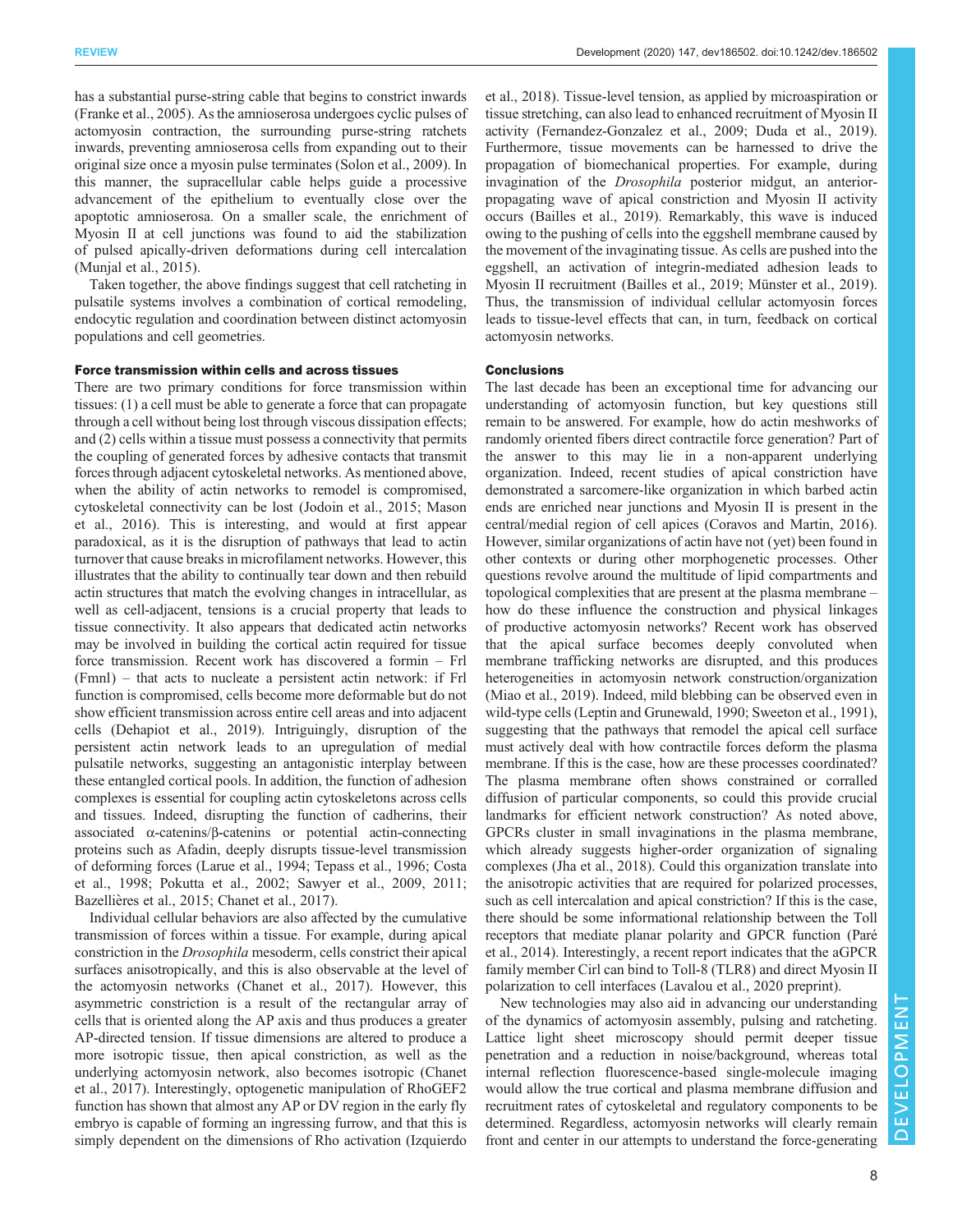has a substantial purse-string cable that begins to constrict inwards (Franke et al., 2005). As the amnioserosa undergoes cyclic pulses of actomyosin contraction, the surrounding purse-string ratchets inwards, preventing amnioserosa cells from expanding out to their original size once a myosin pulse terminates (Solon et al., 2009). In this manner, the supracellular cable helps guide a processive advancement of the epithelium to eventually close over the apoptotic amnioserosa. On a smaller scale, the enrichment of Myosin II at cell junctions was found to aid the stabilization of pulsed apically-driven deformations during cell intercalation (Munjal et al., 2015).

Taken together, the above findings suggest that cell ratcheting in pulsatile systems involves a combination of cortical remodeling, endocytic regulation and coordination between distinct actomyosin populations and cell geometries.

## Force transmission within cells and across tissues

There are two primary conditions for force transmission within tissues: (1) a cell must be able to generate a force that can propagate through a cell without being lost through viscous dissipation effects; and (2) cells within a tissue must possess a connectivity that permits the coupling of generated forces by adhesive contacts that transmit forces through adjacent cytoskeletal networks. As mentioned above, when the ability of actin networks to remodel is compromised, cytoskeletal connectivity can be lost (Jodoin et al., 2015; Mason et al., 2016). This is interesting, and would at first appear paradoxical, as it is the disruption of pathways that lead to actin turnover that cause breaks in microfilament networks. However, this illustrates that the ability to continually tear down and then rebuild actin structures that match the evolving changes in intracellular, as well as cell-adjacent, tensions is a crucial property that leads to tissue connectivity. It also appears that dedicated actin networks may be involved in building the cortical actin required for tissue force transmission. Recent work has discovered a formin – Frl (Fmnl) – that acts to nucleate a persistent actin network: if Frl function is compromised, cells become more deformable but do not show efficient transmission across entire cell areas and into adjacent cells (Dehapiot et al., 2019). Intriguingly, disruption of the persistent actin network leads to an upregulation of medial pulsatile networks, suggesting an antagonistic interplay between these entangled cortical pools. In addition, the function of adhesion complexes is essential for coupling actin cytoskeletons across cells and tissues. Indeed, disrupting the function of cadherins, their associated α-catenins/β-catenins or potential actin-connecting proteins such as Afadin, deeply disrupts tissue-level transmission of deforming forces (Larue et al., 1994; Tepass et al., 1996; Costa et al., 1998; Pokutta et al., 2002; Sawyer et al., 2009, 2011; Bazellières et al., 2015; Chanet et al., 2017).

Individual cellular behaviors are also affected by the cumulative transmission of forces within a tissue. For example, during apical constriction in the *Drosophila* mesoderm, cells constrict their apical surfaces anisotropically, and this is also observable at the level of the actomyosin networks (Chanet et al., 2017). However, this asymmetric constriction is a result of the rectangular array of cells that is oriented along the AP axis and thus produces a greater AP-directed tension. If tissue dimensions are altered to produce a more isotropic tissue, then apical constriction, as well as the underlying actomyosin network, also becomes isotropic (Chanet et al., 2017). Interestingly, optogenetic manipulation of RhoGEF2 function has shown that almost any AP or DV region in the early fly embryo is capable of forming an ingressing furrow, and that this is simply dependent on the dimensions of Rho activation (Izquierdo et al., 2018). Tissue-level tension, as applied by microaspiration or tissue stretching, can also lead to enhanced recruitment of Myosin II activity (Fernandez-Gonzalez et al., 2009; Duda et al., 2019). Furthermore, tissue movements can be harnessed to drive the propagation of biomechanical properties. For example, during invagination of the *Drosophila* posterior midgut, an anterior-propagating wave of apical constriction and Myosin II activity occurs (Bailles et al., 2019). Remarkably, this wave is induced owing to the pushing of cells into the eggshell membrane caused by the movement of the invaginating tissue. As cells are pushed into the eggshell, an activation of integrin-mediated adhesion leads to Myosin II recruitment (Bailles et al., 2019; Münster et al., 2019). Thus, the transmission of individual cellular actomyosin forces leads to tissue-level effects that can, in turn, feedback on cortical actomyosin networks.

## Conclusions

The last decade has been an exceptional time for advancing our understanding of actomyosin function, but key questions still remain to be answered. For example, how do actin meshworks of randomly oriented fibers direct contractile force generation? Part of the answer to this may lie in a non-apparent underlying organization. Indeed, recent studies of apical constriction have demonstrated a sarcomere-like organization in which barbed actin ends are enriched near junctions and Myosin II is present in the central/medial region of cell apices (Coravos and Martin, 2016). However, similar organizations of actin have not (yet) been found in other contexts or during other morphogenetic processes. Other questions revolve around the multitude of lipid compartments and topological complexities that are present at the plasma membrane – how do these influence the construction and physical linkages of productive actomyosin networks? Recent work has observed that the apical surface becomes deeply convoluted when membrane trafficking networks are disrupted, and this produces heterogeneities in actomyosin network construction/organization (Miao et al., 2019). Indeed, mild blebbing can be observed even in wild-type cells (Leptin and Grunewald, 1990; Sweeton et al., 1991), suggesting that the pathways that remodel the apical cell surface must actively deal with how contractile forces deform the plasma membrane. If this is the case, how are these processes coordinated? The plasma membrane often shows constrained or corralled diffusion of particular components, so could this provide crucial landmarks for efficient network construction? As noted above, GPCRs cluster in small invaginations in the plasma membrane, which already suggests higher-order organization of signaling complexes (Jha et al., 2018). Could this organization translate into the anisotropic activities that are required for polarized processes, such as cell intercalation and apical constriction? If this is the case, there should be some informational relationship between the Toll receptors that mediate planar polarity and GPCR function (Paré et al., 2014). Interestingly, a recent report indicates that the aGPCR family member Cirl can bind to Toll-8 (TLR8) and direct Myosin II polarization to cell interfaces (Lavalou et al., 2020 preprint).

New technologies may also aid in advancing our understanding of the dynamics of actomyosin assembly, pulsing and ratcheting. Lattice light sheet microscopy should permit deeper tissue penetration and a reduction in noise/background, whereas total internal reflection fluorescence-based single-molecule imaging would allow the true cortical and plasma membrane diffusion and recruitment rates of cytoskeletal and regulatory components to be determined. Regardless, actomyosin networks will clearly remain front and center in our attempts to understand the force-generating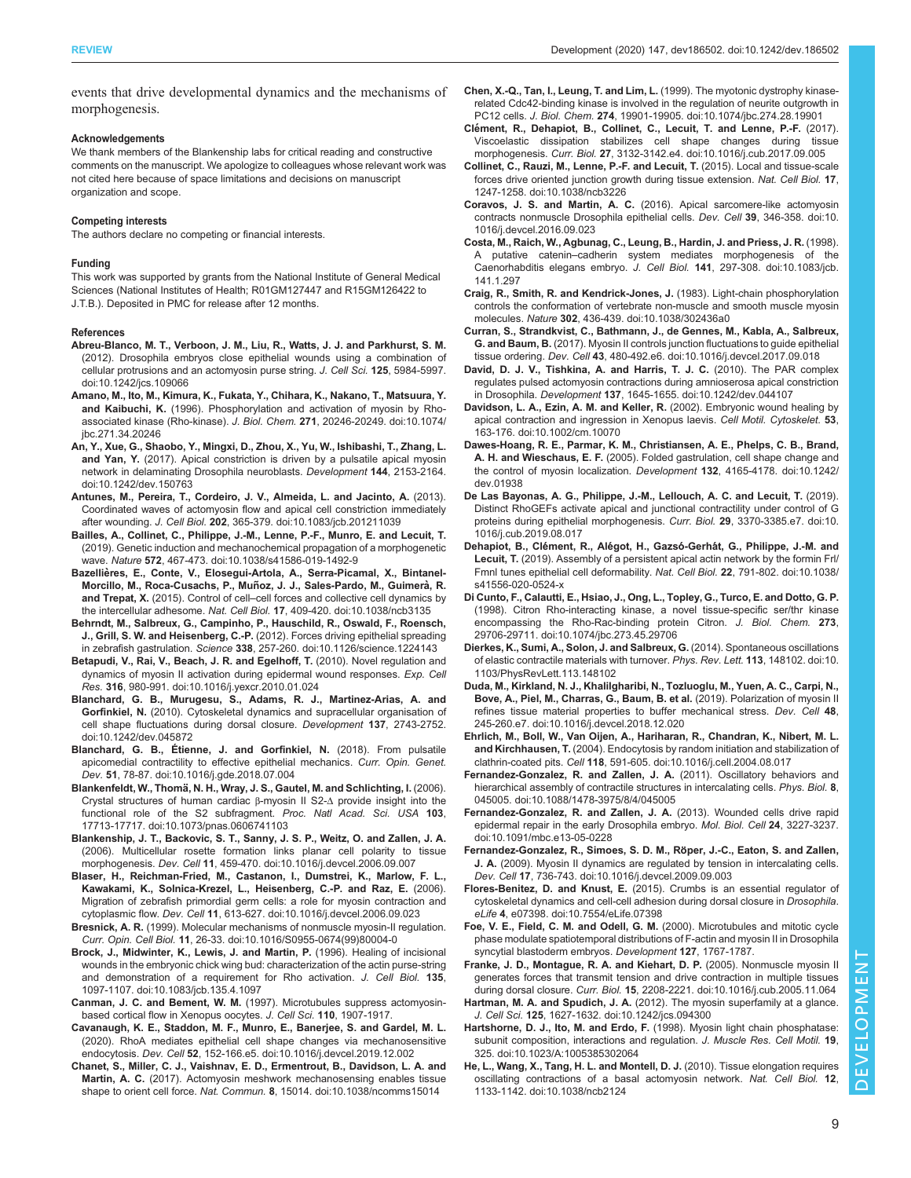events that drive developmental dynamics and the mechanisms of morphogenesis.

### Acknowledgements

We thank members of the Blankenship labs for critical reading and constructive comments on the manuscript. We apologize to colleagues whose relevant work was not cited here because of space limitations and decisions on manuscript organization and scope.

### Competing interests

The authors declare no competing or financial interests.

### Funding

This work was supported by grants from the National Institute of General Medical Sciences (National Institutes of Health; R01GM127447 and R15GM126422 to J.T.B.). Deposited in PMC for release after 12 months.

### References

**Abreu-Blanco, M. T., Verboon, J. M., Liu, R., Watts, J. J. and Parkhurst, S. M.** (2012). Drosophila embryos close epithelial wounds using a combination of cellular protrusions and an actomyosin purse string. *J. Cell Sci.* **125**, 5984-5997. doi:10.1242/jcs.109066

**Amano, M., Ito, M., Kimura, K., Fukata, Y., Chihara, K., Nakano, T., Matsuura, Y. and Kaibuchi, K.** (1996). Phosphorylation and activation of myosin by Rho-associated kinase (Rho-kinase). *J. Biol. Chem.* **271**, 20246-20249. doi:10.1074/jbc.271.34.20246

**An, Y., Xue, G., Shaobo, Y., Mingxi, D., Zhou, X., Yu, W., Ishibashi, T., Zhang, L. and Yan, Y.** (2017). Apical constriction is driven by a pulsatile apical myosin network in delaminating Drosophila neuroblasts. *Development* **144**, 2153-2164. doi:10.1242/dev.150763

**Antunes, M., Pereira, T., Cordeiro, J. V., Almeida, L. and Jacinto, A.** (2013). Coordinated waves of actomyosin flow and apical cell constriction immediately after wounding. *J. Cell Biol.* **202**, 365-379. doi:10.1083/jcb.201211039

**Bailles, A., Collinet, C., Philippe, J.-M., Lenne, P.-F., Munro, E. and Lecuit, T.** (2019). Genetic induction and mechanochemical propagation of a morphogenetic wave. *Nature* **572**, 467-473. doi:10.1038/s41586-019-1492-9

**Bazellières, E., Conte, V., Elosegui-Artola, A., Serra-Picamal, X., Bintanel-Morcillo, M., Roca-Cusachs, P., Muñoz, J. J., Sales-Pardo, M., Guimerà, R. and Trepat, X.** (2015). Control of cell–cell forces and collective cell dynamics by the intercellular adhesome. *Nat. Cell Biol.* **17**, 409-420. doi:10.1038/ncb3135

**Behrndt, M., Salbreux, G., Campinho, P., Hauschild, R., Oswald, F., Roensch, J., Grill, S. W. and Heisenberg, C.-P.** (2012). Forces driving epithelial spreading in zebrafish gastrulation. *Science* **338**, 257-260. doi:10.1126/science.1224143

**Betapudi, V., Rai, V., Beach, J. R. and Egelhoff, T.** (2010). Novel regulation and dynamics of myosin II activation during epidermal wound responses. *Exp. Cell Res.* **316**, 980-991. doi:10.1016/j.yexcr.2010.01.024

**Blanchard, G. B., Murugesu, S., Adams, R. J., Martinez-Arias, A. and Gorfinkiel, N.** (2010). Cytoskeletal dynamics and supracellular organisation of cell shape fluctuations during dorsal closure. *Development* **137**, 2743-2752. doi:10.1242/dev.045872

**Blanchard, G. B., Étienne, J. and Gorfinkiel, N.** (2018). From pulsatile apicomedial contractility to effective epithelial mechanics. *Curr. Opin. Genet. Dev.* **51**, 78-87. doi:10.1016/j.gde.2018.07.004

**Blankenfeldt, W., Thomä, N. H., Wray, J. S., Gautel, M. and Schlichting, I.** (2006). Crystal structures of human cardiac β-myosin II S2-Δ provide insight into the functional role of the S2 subfragment. *Proc. Natl Acad. Sci. USA* **103**, 17713-17717. doi:10.1073/pnas.0606741103

**Blankenship, J. T., Backovic, S. T., Sanny, J. S. P., Weitz, O. and Zallen, J. A.** (2006). Multicellular rosette formation links planar cell polarity to tissue morphogenesis. *Dev. Cell* **11**, 459-470. doi:10.1016/j.devcel.2006.09.007

**Blaser, H., Reichman-Fried, M., Castanon, I., Dumstrei, K., Marlow, F. L., Kawakami, K., Solnica-Krezel, L., Heisenberg, C.-P. and Raz, E.** (2006). Migration of zebrafish primordial germ cells: a role for myosin contraction and cytoplasmic flow. *Dev. Cell* **11**, 613-627. doi:10.1016/j.devcel.2006.09.023

**Bresnick, A. R.** (1999). Molecular mechanisms of nonmuscle myosin-II regulation. *Curr. Opin. Cell Biol.* **11**, 26-33. doi:10.1016/S0955-0674(99)80004-0

**Brock, J., Midwinter, K., Lewis, J. and Martin, P.** (1996). Healing of incisional wounds in the embryonic chick wing bud: characterization of the actin purse-string and demonstration of a requirement for Rho activation. *J. Cell Biol.* **135**, 1097-1107. doi:10.1083/jcb.135.4.1097

**Canman, J. C. and Bement, W. M.** (1997). Microtubules suppress actomyosin-based cortical flow in Xenopus oocytes. *J. Cell Sci.* **110**, 1907-1917.

**Cavanaugh, K. E., Staddon, M. F., Munro, E., Banerjee, S. and Gardel, M. L.** (2020). RhoA mediates epithelial cell shape changes via mechanosensitive endocytosis. *Dev. Cell* **52**, 152-166.e5. doi:10.1016/j.devcel.2019.12.002

**Chanet, S., Miller, C. J., Vaishnav, E. D., Ermentrout, B., Davidson, L. A. and Martin, A. C.** (2017). Actomyosin meshwork mechanosensing enables tissue shape to orient cell force. *Nat. Commun.* **8**, 15014. doi:10.1038/ncomms15014

**Chen, X.-Q., Tan, I., Leung, T. and Lim, L.** (1999). The myotonic dystrophy kinase-related Cdc42-binding kinase is involved in the regulation of neurite outgrowth in PC12 cells. *J. Biol. Chem.* **274**, 19901-19905. doi:10.1074/jbc.274.28.19901

**Clément, R., Dehapiot, B., Collinet, C., Lecuit, T. and Lenne, P.-F.** (2017). Viscoelastic dissipation stabilizes cell shape changes during tissue morphogenesis. *Curr. Biol.* **27**, 3132-3142.e4. doi:10.1016/j.cub.2017.09.005

**Collinet, C., Rauzi, M., Lenne, P.-F. and Lecuit, T.** (2015). Local and tissue-scale forces drive oriented junction growth during tissue extension. *Nat. Cell Biol.* **17**, 1247-1258. doi:10.1038/ncb3226

**Coravos, J. S. and Martin, A. C.** (2016). Apical sarcomere-like actomyosin contracts nonmuscle Drosophila epithelial cells. *Dev. Cell* **39**, 346-358. doi:10.1016/j.devcel.2016.09.023

**Costa, M., Raich, W., Agbunag, C., Leung, B., Hardin, J. and Priess, J. R.** (1998). A putative catenin–cadherin system mediates morphogenesis of the Caenorhabditis elegans embryo. *J. Cell Biol.* **141**, 297-308. doi:10.1083/jcb.141.1.297

**Craig, R., Smith, R. and Kendrick-Jones, J.** (1983). Light-chain phosphorylation controls the conformation of vertebrate non-muscle and smooth muscle myosin molecules. *Nature* **302**, 436-439. doi:10.1038/302436a0

**Curran, S., Strandkvist, C., Bathmann, J., de Gennes, M., Kabla, A., Salbreux, G. and Baum, B.** (2017). Myosin II controls junction fluctuations to guide epithelial tissue ordering. *Dev. Cell* **43**, 480-492.e6. doi:10.1016/j.devcel.2017.09.018

**David, D. J. V., Tishkina, A. and Harris, T. J. C.** (2010). The PAR complex regulates pulsed actomyosin contractions during amnioserosa apical constriction in Drosophila. *Development* **137**, 1645-1655. doi:10.1242/dev.044107

**Davidson, L. A., Ezin, A. M. and Keller, R.** (2002). Embryonic wound healing by apical contraction and ingression in Xenopus laevis. *Cell Motil. Cytoskelet.* **53**, 163-176. doi:10.1002/cm.10070

**Dawes-Hoang, R. E., Parmar, K. M., Christiansen, A. E., Phelps, C. B., Brand, A. H. and Wieschaus, E. F.** (2005). Folded gastrulation, cell shape change and the control of myosin localization. *Development* **132**, 4165-4178. doi:10.1242/dev.01938

**De Las Bayonas, A. G., Philippe, J.-M., Lellouch, A. C. and Lecuit, T.** (2019). Distinct RhoGEFs activate apical and junctional contractility under control of G proteins during epithelial morphogenesis. *Curr. Biol.* **29**, 3370-3385.e7. doi:10.1016/j.cub.2019.08.017

**Dehapiot, B., Clément, R., Alégot, H., Gazsó-Gerhát, G., Philippe, J.-M. and Lecuit, T.** (2019). Assembly of a persistent apical actin network by the formin Frl/Fmnl tunes epithelial cell deformability. *Nat. Cell Biol.* **22**, 791-802. doi:10.1038/s41556-020-0524-x

**Di Cunto, F., Calautti, E., Hsiao, J., Ong, L., Topley, G., Turco, E. and Dotto, G. P.** (1998). Citron Rho-interacting kinase, a novel tissue-specific ser/thr kinase encompassing the Rho-Rac-binding protein Citron. *J. Biol. Chem.* **273**, 29706-29711. doi:10.1074/jbc.273.45.29706

**Dierkes, K., Sumi, A., Solon, J. and Salbreux, G.** (2014). Spontaneous oscillations of elastic contractile materials with turnover. *Phys. Rev. Lett.* **113**, 148102. doi:10.1103/PhysRevLett.113.148102

**Duda, M., Kirkland, N. J., Khalilgharibi, N., Tozluoglu, M., Yuen, A. C., Carpi, N., Bove, A., Piel, M., Charras, G., Baum, B. et al.** (2019). Polarization of myosin II refines tissue material properties to buffer mechanical stress. *Dev. Cell* **48**, 245-260.e7. doi:10.1016/j.devcel.2018.12.020

**Ehrlich, M., Boll, W., Van Oijen, A., Hariharan, R., Chandran, K., Nibert, M. L. and Kirchhausen, T.** (2004). Endocytosis by random initiation and stabilization of clathrin-coated pits. *Cell* **118**, 591-605. doi:10.1016/j.cell.2004.08.017

**Fernandez-Gonzalez, R. and Zallen, J. A.** (2011). Oscillatory behaviors and hierarchical assembly of contractile structures in intercalating cells. *Phys. Biol.* **8**, 045005. doi:10.1088/1478-3975/8/4/045005

**Fernandez-Gonzalez, R. and Zallen, J. A.** (2013). Wounded cells drive rapid epidermal repair in the early Drosophila embryo. *Mol. Biol. Cell* **24**, 3227-3237. doi:10.1091/mbc.e13-05-0228

**Fernandez-Gonzalez, R., Simoes, S. D. M., Röper, J.-C., Eaton, S. and Zallen, J. A.** (2009). Myosin II dynamics are regulated by tension in intercalating cells. *Dev. Cell* **17**, 736-743. doi:10.1016/j.devcel.2009.09.003

**Flores-Benitez, D. and Knust, E.** (2015). Crumbs is an essential regulator of cytoskeletal dynamics and cell-cell adhesion during dorsal closure in *Drosophila*. *eLife* **4**, e07398. doi:10.7554/eLife.07398

**Foe, V. E., Field, C. M. and Odell, G. M.** (2000). Microtubules and mitotic cycle phase modulate spatiotemporal distributions of F-actin and myosin II in Drosophila syncytial blastoderm embryos. *Development* **127**, 1767-1787.

**Franke, J. D., Montague, R. A. and Kiehart, D. P.** (2005). Nonmuscle myosin II generates forces that transmit tension and drive contraction in multiple tissues during dorsal closure. *Curr. Biol.* **15**, 2208-2221. doi:10.1016/j.cub.2005.11.064

**Hartman, M. A. and Spudich, J. A.** (2012). The myosin superfamily at a glance. *J. Cell Sci.* **125**, 1627-1632. doi:10.1242/jcs.094300

**Hartshorne, D. J., Ito, M. and Erdo, F.** (1998). Myosin light chain phosphatase: subunit composition, interactions and regulation. *J. Muscle Res. Cell Motil.* **19**, 325. doi:10.1023/A:1005385302064

**He, L., Wang, X., Tang, H. L. and Montell, D. J.** (2010). Tissue elongation requires oscillating contractions of a basal actomyosin network. *Nat. Cell Biol.* **12**, 1133-1142. doi:10.1038/ncb2124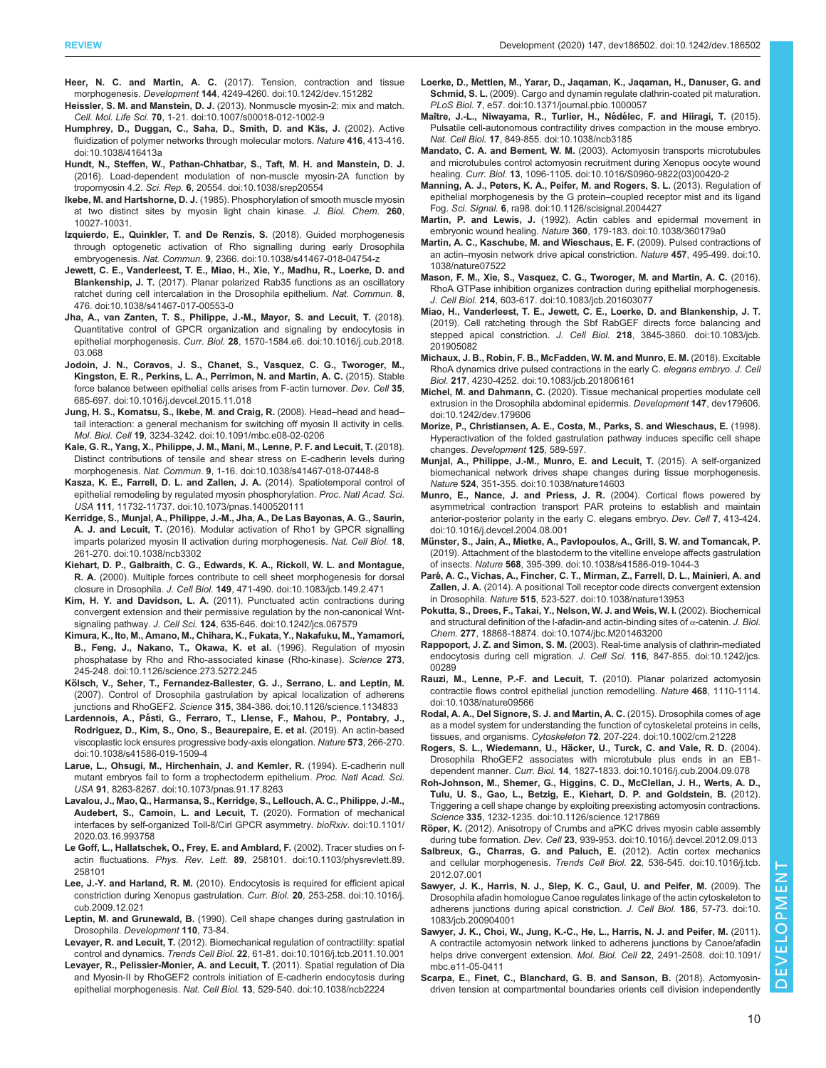**Heer, N. C. and Martin, A. C.** (2017). Tension, contraction and tissue morphogenesis. *Development* **144**, 4249-4260. doi:10.1242/dev.151282

**Heissler, S. M. and Manstein, D. J.** (2013). Nonmuscle myosin-2: mix and match. *Cell. Mol. Life Sci.* **70**, 1-21. doi:10.1007/s00018-012-1002-9

**Humphrey, D., Duggan, C., Saha, D., Smith, D. and Käs, J.** (2002). Active fluidization of polymer networks through molecular motors. *Nature* **416**, 413-416. doi:10.1038/416413a

**Hundt, N., Steffen, W., Pathan-Chhatbar, S., Taft, M. H. and Manstein, D. J.** (2016). Load-dependent modulation of non-muscle myosin-2A function by tropomyosin 4.2. *Sci. Rep.* **6**, 20554. doi:10.1038/srep20554

**Ikebe, M. and Hartshorne, D. J.** (1985). Phosphorylation of smooth muscle myosin at two distinct sites by myosin light chain kinase. *J. Biol. Chem.* **260**, 10027-10031.

**Izquierdo, E., Quinkler, T. and De Renzis, S.** (2018). Guided morphogenesis through optogenetic activation of Rho signalling during early Drosophila embryogenesis. *Nat. Commun.* **9**, 2366. doi:10.1038/s41467-018-04754-z

**Jewett, C. E., Vanderleest, T. E., Miao, H., Xie, Y., Madhu, R., Loerke, D. and Blankenship, J. T.** (2017). Planar polarized Rab35 functions as an oscillatory ratchet during cell intercalation in the Drosophila epithelium. *Nat. Commun.* **8**, 476. doi:10.1038/s41467-017-00553-0

**Jha, A., van Zanten, T. S., Philippe, J.-M., Mayor, S. and Lecuit, T.** (2018). Quantitative control of GPCR organization and signaling by endocytosis in epithelial morphogenesis. *Curr. Biol.* **28**, 1570-1584.e6. doi:10.1016/j.cub.2018.03.068

**Jodoin, J. N., Coravos, J. S., Chanet, S., Vasquez, C. G., Tworoger, M., Kingston, E. R., Perkins, L. A., Perrimon, N. and Martin, A. C.** (2015). Stable force balance between epithelial cells arises from F-actin turnover. *Dev. Cell* **35**, 685-697. doi:10.1016/j.devcel.2015.11.018

**Jung, H. S., Komatsu, S., Ikebe, M. and Craig, R.** (2008). Head–head and head–tail interaction: a general mechanism for switching off myosin II activity in cells. *Mol. Biol. Cell* **19**, 3234-3242. doi:10.1091/mbc.e08-02-0206

**Kale, G. R., Yang, X., Philippe, J. M., Mani, M., Lenne, P. F. and Lecuit, T.** (2018). Distinct contributions of tensile and shear stress on E-cadherin levels during morphogenesis. *Nat. Commun.* **9**, 1-16. doi:10.1038/s41467-018-07448-8

**Kasza, K. E., Farrell, D. L. and Zallen, J. A.** (2014). Spatiotemporal control of epithelial remodeling by regulated myosin phosphorylation. *Proc. Natl Acad. Sci. USA* **111**, 11732-11737. doi:10.1073/pnas.1400520111

**Kerridge, S., Munjal, A., Philippe, J.-M., Jha, A., De Las Bayonas, A. G., Saurin, A. J. and Lecuit, T.** (2016). Modular activation of Rho1 by GPCR signalling imparts polarized myosin II activation during morphogenesis. *Nat. Cell Biol.* **18**, 261-270. doi:10.1038/ncb3302

**Kiehart, D. P., Galbraith, C. G., Edwards, K. A., Rickoll, W. L. and Montague, R. A.** (2000). Multiple forces contribute to cell sheet morphogenesis for dorsal closure in Drosophila. *J. Cell Biol.* **149**, 471-490. doi:10.1083/jcb.149.2.471

**Kim, H. Y. and Davidson, L. A.** (2011). Punctuated actin contractions during convergent extension and their permissive regulation by the non-canonical Wnt-signaling pathway. *J. Cell Sci.* **124**, 635-646. doi:10.1242/jcs.067579

**Kimura, K., Ito, M., Amano, M., Chihara, K., Fukata, Y., Nakafuku, M., Yamamori, B., Feng, J., Nakano, T., Okawa, K. et al.** (1996). Regulation of myosin phosphatase by Rho and Rho-associated kinase (Rho-kinase). *Science* **273**, 245-248. doi:10.1126/science.273.5272.245

**Kölsch, V., Seher, T., Fernandez-Ballester, G. J., Serrano, L. and Leptin, M.** (2007). Control of Drosophila gastrulation by apical localization of adherens junctions and RhoGEF2. *Science* **315**, 384-386. doi:10.1126/science.1134833

**Lardennois, A., Pásti, G., Ferraro, T., Llense, F., Mahou, P., Pontabry, J., Rodriguez, D., Kim, S., Ono, S., Beaurepaire, E. et al.** (2019). An actin-based viscoplastic lock ensures progressive body-axis elongation. *Nature* **573**, 266-270. doi:10.1038/s41586-019-1509-4

**Larue, L., Ohsugi, M., Hirchenhain, J. and Kemler, R.** (1994). E-cadherin null mutant embryos fail to form a trophectoderm epithelium. *Proc. Natl Acad. Sci. USA* **91**, 8263-8267. doi:10.1073/pnas.91.17.8263

**Lavalou, J., Mao, Q., Harmansa, S., Kerridge, S., Lellouch, A. C., Philippe, J.-M., Audebert, S., Camoin, L. and Lecuit, T.** (2020). Formation of mechanical interfaces by self-organized Toll-8/Cirl GPCR asymmetry. *bioRxiv*. doi:10.1101/2020.03.16.993758

**Le Goff, L., Hallatschek, O., Frey, E. and Amblard, F.** (2002). Tracer studies on f-actin fluctuations. *Phys. Rev. Lett.* **89**, 258101. doi:10.1103/physrevlett.89.258101

**Lee, J.-Y. and Harland, R. M.** (2010). Endocytosis is required for efficient apical constriction during Xenopus gastrulation. *Curr. Biol.* **20**, 253-258. doi:10.1016/j.cub.2009.12.021

**Leptin, M. and Grunewald, B.** (1990). Cell shape changes during gastrulation in Drosophila. *Development* **110**, 73-84.

**Levayer, R. and Lecuit, T.** (2012). Biomechanical regulation of contractility: spatial control and dynamics. *Trends Cell Biol.* **22**, 61-81. doi:10.1016/j.tcb.2011.10.001

**Levayer, R., Pelissier-Monier, A. and Lecuit, T.** (2011). Spatial regulation of Dia and Myosin-II by RhoGEF2 controls initiation of E-cadherin endocytosis during epithelial morphogenesis. *Nat. Cell Biol.* **13**, 529-540. doi:10.1038/ncb2224

**Loerke, D., Mettlen, M., Yarar, D., Jaqaman, K., Jaqaman, H., Danuser, G. and Schmid, S. L.** (2009). Cargo and dynamin regulate clathrin-coated pit maturation. *PLoS Biol.* **7**, e57. doi:10.1371/journal.pbio.1000057

**Maître, J.-L., Niwayama, R., Turlier, H., Nédélec, F. and Hiiragi, T.** (2015). Pulsatile cell-autonomous contractility drives compaction in the mouse embryo. *Nat. Cell Biol.* **17**, 849-855. doi:10.1038/ncb3185

**Mandato, C. A. and Bement, W. M.** (2003). Actomyosin transports microtubules and microtubules control actomyosin recruitment during Xenopus oocyte wound healing. *Curr. Biol.* **13**, 1096-1105. doi:10.1016/S0960-9822(03)00420-2

**Manning, A. J., Peters, K. A., Peifer, M. and Rogers, S. L.** (2013). Regulation of epithelial morphogenesis by the G protein–coupled receptor mist and its ligand Fog. *Sci. Signal.* **6**, ra98. doi:10.1126/scisignal.2004427

**Martin, P. and Lewis, J.** (1992). Actin cables and epidermal movement in embryonic wound healing. *Nature* **360**, 179-183. doi:10.1038/360179a0

**Martin, A. C., Kaschube, M. and Wieschaus, E. F.** (2009). Pulsed contractions of an actin–myosin network drive apical constriction. *Nature* **457**, 495-499. doi:10.1038/nature07522

**Mason, F. M., Xie, S., Vasquez, C. G., Tworoger, M. and Martin, A. C.** (2016). RhoA GTPase inhibition organizes contraction during epithelial morphogenesis. *J. Cell Biol.* **214**, 603-617. doi:10.1083/jcb.201603077

**Miao, H., Vanderleest, T. E., Jewett, C. E., Loerke, D. and Blankenship, J. T.** (2019). Cell ratcheting through the Sbf RabGEF directs force balancing and stepped apical constriction. *J. Cell Biol.* **218**, 3845-3860. doi:10.1083/jcb.201905082

**Michaux, J. B., Robin, F. B., McFadden, W. M. and Munro, E. M.** (2018). Excitable RhoA dynamics drive pulsed contractions in the early *C. elegans embryo*. *J. Cell Biol.* **217**, 4230-4252. doi:10.1083/jcb.201806161

**Michel, M. and Dahmann, C.** (2020). Tissue mechanical properties modulate cell extrusion in the Drosophila abdominal epidermis. *Development* **147**, dev179606. doi:10.1242/dev.179606

**Morize, P., Christiansen, A. E., Costa, M., Parks, S. and Wieschaus, E.** (1998). Hyperactivation of the folded gastrulation pathway induces specific cell shape changes. *Development* **125**, 589-597.

**Munjal, A., Philippe, J.-M., Munro, E. and Lecuit, T.** (2015). A self-organized biomechanical network drives shape changes during tissue morphogenesis. *Nature* **524**, 351-355. doi:10.1038/nature14603

**Munro, E., Nance, J. and Priess, J. R.** (2004). Cortical flows powered by asymmetrical contraction transport PAR proteins to establish and maintain anterior-posterior polarity in the early C. elegans embryo. *Dev. Cell* **7**, 413-424. doi:10.1016/j.devcel.2004.08.001

**Münster, S., Jain, A., Mietke, A., Pavlopoulos, A., Grill, S. W. and Tomancak, P.** (2019). Attachment of the blastoderm to the vitelline envelope affects gastrulation of insects. *Nature* **568**, 395-399. doi:10.1038/s41586-019-1044-3

**Paré, A. C., Vichas, A., Fincher, C. T., Mirman, Z., Farrell, D. L., Mainieri, A. and Zallen, J. A.** (2014). A positional Toll receptor code directs convergent extension in Drosophila. *Nature* **515**, 523-527. doi:10.1038/nature13953

**Pokutta, S., Drees, F., Takai, Y., Nelson, W. J. and Weis, W. I.** (2002). Biochemical and structural definition of the l-afadin-and actin-binding sites of α-catenin. *J. Biol. Chem.* **277**, 18868-18874. doi:10.1074/jbc.M201463200

**Rappoport, J. Z. and Simon, S. M.** (2003). Real-time analysis of clathrin-mediated endocytosis during cell migration. *J. Cell Sci.* **116**, 847-855. doi:10.1242/jcs.00289

**Rauzi, M., Lenne, P.-F. and Lecuit, T.** (2010). Planar polarized actomyosin contractile flows control epithelial junction remodelling. *Nature* **468**, 1110-1114. doi:10.1038/nature09566

**Rodal, A. A., Del Signore, S. J. and Martin, A. C.** (2015). Drosophila comes of age as a model system for understanding the function of cytoskeletal proteins in cells, tissues, and organisms. *Cytoskeleton* **72**, 207-224. doi:10.1002/cm.21228

**Rogers, S. L., Wiedemann, U., Häcker, U., Turck, C. and Vale, R. D.** (2004). Drosophila RhoGEF2 associates with microtubule plus ends in an EB1-dependent manner. *Curr. Biol.* **14**, 1827-1833. doi:10.1016/j.cub.2004.09.078

**Roh-Johnson, M., Shemer, G., Higgins, C. D., McClellan, J. H., Werts, A. D., Tulu, U. S., Gao, L., Betzig, E., Kiehart, D. P. and Goldstein, B.** (2012). Triggering a cell shape change by exploiting preexisting actomyosin contractions. *Science* **335**, 1232-1235. doi:10.1126/science.1217869

**Röper, K.** (2012). Anisotropy of Crumbs and aPKC drives myosin cable assembly during tube formation. *Dev. Cell* **23**, 939-953. doi:10.1016/j.devcel.2012.09.013

**Salbreux, G., Charras, G. and Paluch, E.** (2012). Actin cortex mechanics and cellular morphogenesis. *Trends Cell Biol.* **22**, 536-545. doi:10.1016/j.tcb.2012.07.001

**Sawyer, J. K., Harris, N. J., Slep, K. C., Gaul, U. and Peifer, M.** (2009). The Drosophila afadin homologue Canoe regulates linkage of the actin cytoskeleton to adherens junctions during apical constriction. *J. Cell Biol.* **186**, 57-73. doi:10.1083/jcb.200904001

**Sawyer, J. K., Choi, W., Jung, K.-C., He, L., Harris, N. J. and Peifer, M.** (2011). A contractile actomyosin network linked to adherens junctions by Canoe/afadin helps drive convergent extension. *Mol. Biol. Cell* **22**, 2491-2508. doi:10.1091/mbc.e11-05-0411

**Scarpa, E., Finet, C., Blanchard, G. B. and Sanson, B.** (2018). Actomyosin-driven tension at compartmental boundaries orients cell division independently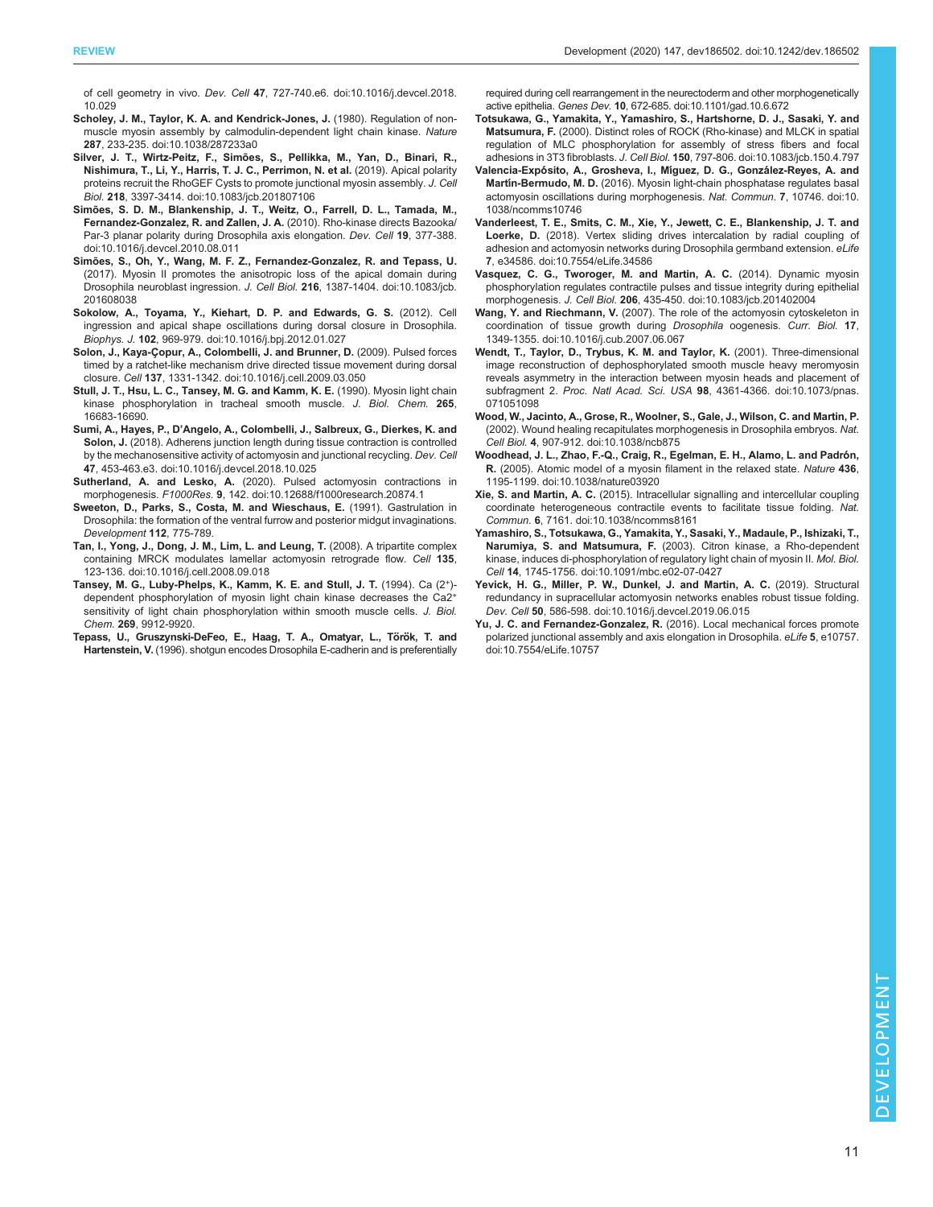of cell geometry in vivo. *Dev. Cell* **47**, 727-740.e6. doi:10.1016/j.devcel.2018.10.029

**Scholey, J. M., Taylor, K. A. and Kendrick-Jones, J.** (1980). Regulation of non-muscle myosin assembly by calmodulin-dependent light chain kinase. *Nature* **287**, 233-235. doi:10.1038/287233a0

**Silver, J. T., Wirtz-Peitz, F., Simões, S., Pellikka, M., Yan, D., Binari, R., Nishimura, T., Li, Y., Harris, T. J. C., Perrimon, N. et al.** (2019). Apical polarity proteins recruit the RhoGEF Cysts to promote junctional myosin assembly. *J. Cell Biol.* **218**, 3397-3414. doi:10.1083/jcb.201807106

**Simões, S. D. M., Blankenship, J. T., Weitz, O., Farrell, D. L., Tamada, M., Fernandez-Gonzalez, R. and Zallen, J. A.** (2010). Rho-kinase directs Bazooka/Par-3 planar polarity during Drosophila axis elongation. *Dev. Cell* **19**, 377-388. doi:10.1016/j.devcel.2010.08.011

**Simões, S., Oh, Y., Wang, M. F. Z., Fernandez-Gonzalez, R. and Tepass, U.** (2017). Myosin II promotes the anisotropic loss of the apical domain during Drosophila neuroblast ingression. *J. Cell Biol.* **216**, 1387-1404. doi:10.1083/jcb.201608038

**Sokolow, A., Toyama, Y., Kiehart, D. P. and Edwards, G. S.** (2012). Cell ingression and apical shape oscillations during dorsal closure in Drosophila. *Biophys. J.* **102**, 969-979. doi:10.1016/j.bpj.2012.01.027

**Solon, J., Kaya-Çopur, A., Colombelli, J. and Brunner, D.** (2009). Pulsed forces timed by a ratchet-like mechanism drive directed tissue movement during dorsal closure. *Cell* **137**, 1331-1342. doi:10.1016/j.cell.2009.03.050

**Stull, J. T., Hsu, L. C., Tansey, M. G. and Kamm, K. E.** (1990). Myosin light chain kinase phosphorylation in tracheal smooth muscle. *J. Biol. Chem.* **265**, 16683-16690.

**Sumi, A., Hayes, P., D'Angelo, A., Colombelli, J., Salbreux, G., Dierkes, K. and Solon, J.** (2018). Adherens junction length during tissue contraction is controlled by the mechanosensitive activity of actomyosin and junctional recycling. *Dev. Cell* **47**, 453-463.e3. doi:10.1016/j.devcel.2018.10.025

**Sutherland, A. and Lesko, A.** (2020). Pulsed actomyosin contractions in morphogenesis. *F1000Res.* **9**, 142. doi:10.12688/f1000research.20874.1

**Sweeton, D., Parks, S., Costa, M. and Wieschaus, E.** (1991). Gastrulation in Drosophila: the formation of the ventral furrow and posterior midgut invaginations. *Development* **112**, 775-789.

**Tan, I., Yong, J., Dong, J. M., Lim, L. and Leung, T.** (2008). A tripartite complex containing MRCK modulates lamellar actomyosin retrograde flow. *Cell* **135**, 123-136. doi:10.1016/j.cell.2008.09.018

**Tansey, M. G., Luby-Phelps, K., Kamm, K. E. and Stull, J. T.** (1994). Ca $(2^+)$-dependent phosphorylation of myosin light chain kinase decreases the $Ca2^+$ sensitivity of light chain phosphorylation within smooth muscle cells. *J. Biol. Chem.* **269**, 9912-9920.

**Tepass, U., Gruszynski-DeFeo, E., Haag, T. A., Omatyar, L., Török, T. and Hartenstein, V.** (1996). shotgun encodes Drosophila E-cadherin and is preferentially required during cell rearrangement in the neurectoderm and other morphogenetically active epithelia. *Genes Dev.* **10**, 672-685. doi:10.1101/gad.10.6.672

**Totsukawa, G., Yamakita, Y., Yamashiro, S., Hartshorne, D. J., Sasaki, Y. and Matsumura, F.** (2000). Distinct roles of ROCK (Rho-kinase) and MLCK in spatial regulation of MLC phosphorylation for assembly of stress fibers and focal adhesions in 3T3 fibroblasts. *J. Cell Biol.* **150**, 797-806. doi:10.1083/jcb.150.4.797

**Valencia-Expósito, A., Grosheva, I., Míguez, D. G., González-Reyes, A. and Martín-Bermudo, M. D.** (2016). Myosin light-chain phosphatase regulates basal actomyosin oscillations during morphogenesis. *Nat. Commun.* **7**, 10746. doi:10.1038/ncomms10746

**Vanderleest, T. E., Smits, C. M., Xie, Y., Jewett, C. E., Blankenship, J. T. and Loerke, D.** (2018). Vertex sliding drives intercalation by radial coupling of adhesion and actomyosin networks during Drosophila germband extension. *eLife* **7**, e34586. doi:10.7554/eLife.34586

**Vasquez, C. G., Tworoger, M. and Martin, A. C.** (2014). Dynamic myosin phosphorylation regulates contractile pulses and tissue integrity during epithelial morphogenesis. *J. Cell Biol.* **206**, 435-450. doi:10.1083/jcb.201402004

**Wang, Y. and Riechmann, V.** (2007). The role of the actomyosin cytoskeleton in coordination of tissue growth during *Drosophila* oogenesis. *Curr. Biol.* **17**, 1349-1355. doi:10.1016/j.cub.2007.06.067

**Wendt, T., Taylor, D., Trybus, K. M. and Taylor, K.** (2001). Three-dimensional image reconstruction of dephosphorylated smooth muscle heavy meromyosin reveals asymmetry in the interaction between myosin heads and placement of subfragment 2. *Proc. Natl Acad. Sci. USA* **98**, 4361-4366. doi:10.1073/pnas.071051098

**Wood, W., Jacinto, A., Grose, R., Woolner, S., Gale, J., Wilson, C. and Martin, P.** (2002). Wound healing recapitulates morphogenesis in Drosophila embryos. *Nat. Cell Biol.* **4**, 907-912. doi:10.1038/ncb875

**Woodhead, J. L., Zhao, F.-Q., Craig, R., Egelman, E. H., Alamo, L. and Padrón, R.** (2005). Atomic model of a myosin filament in the relaxed state. *Nature* **436**, 1195-1199. doi:10.1038/nature03920

**Xie, S. and Martin, A. C.** (2015). Intracellular signalling and intercellular coupling coordinate heterogeneous contractile events to facilitate tissue folding. *Nat. Commun.* **6**, 7161. doi:10.1038/ncomms8161

**Yamashiro, S., Totsukawa, G., Yamakita, Y., Sasaki, Y., Madaule, P., Ishizaki, T., Narumiya, S. and Matsumura, F.** (2003). Citron kinase, a Rho-dependent kinase, induces di-phosphorylation of regulatory light chain of myosin II. *Mol. Biol. Cell* **14**, 1745-1756. doi:10.1091/mbc.e02-07-0427

**Yevick, H. G., Miller, P. W., Dunkel, J. and Martin, A. C.** (2019). Structural redundancy in supracellular actomyosin networks enables robust tissue folding. *Dev. Cell* **50**, 586-598. doi:10.1016/j.devcel.2019.06.015

**Yu, J. C. and Fernandez-Gonzalez, R.** (2016). Local mechanical forces promote polarized junctional assembly and axis elongation in Drosophila. *eLife* **5**, e10757. doi:10.7554/eLife.10757